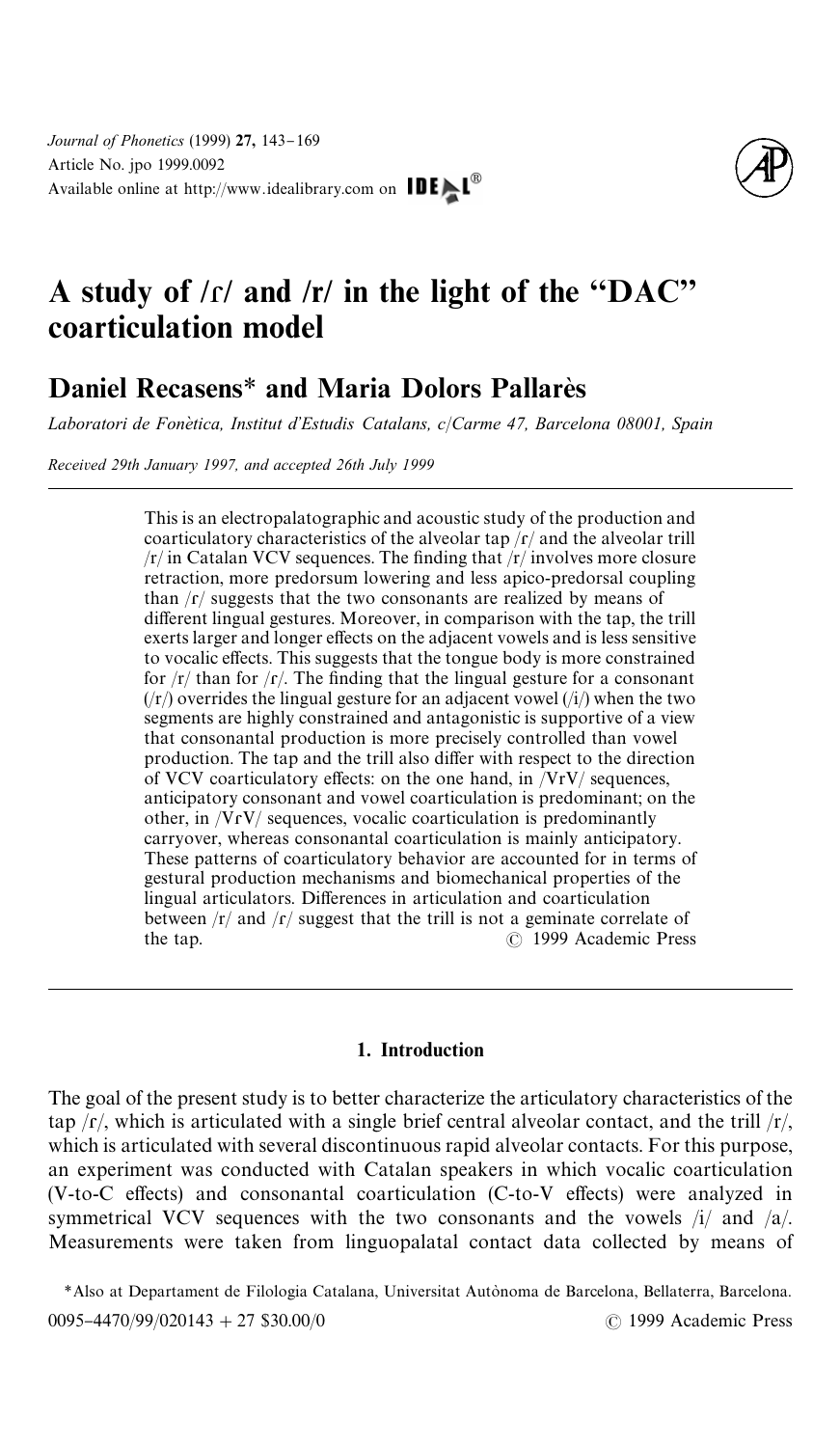# A study of /ɾ/ and /r/ in the light of the "DAC" coarticulation model

## Daniel Recasens* and Maria Dolors Pallarès

*Laboratori de Fonètica, Institut d'Estudis Catalans, c/Carme 47, Barcelona 08001, Spain*

*Received 29th January 1997, and accepted 26th July 1999*

This is an electropalatographic and acoustic study of the production and coarticulatory characteristics of the alveolar tap /ɾ/ and the alveolar trill /r/ in Catalan VCV sequences. The finding that /r/ involves more closure retraction, more predorsum lowering and less apico-predorsal coupling than /ɾ/ suggests that the two consonants are realized by means of different lingual gestures. Moreover, in comparison with the tap, the trill exerts larger and longer effects on the adjacent vowels and is less sensitive to vocalic effects. This suggests that the tongue body is more constrained for /r/ than for /ɾ/. The finding that the lingual gesture for a consonant (/r/) overrides the lingual gesture for an adjacent vowel (/i/) when the two segments are highly constrained and antagonistic is supportive of a view that consonantal production is more precisely controlled than vowel production. The tap and the trill also differ with respect to the direction of VCV coarticulatory effects: on the one hand, in /VrV/ sequences, anticipatory consonant and vowel coarticulation is predominant; on the other, in /VɾV/ sequences, vocalic coarticulation is predominantly carryover, whereas consonantal coarticulation is mainly anticipatory. These patterns of coarticulatory behavior are accounted for in terms of gestural production mechanisms and biomechanical properties of the lingual articulators. Differences in articulation and coarticulation between /r/ and /ɾ/ suggest that the trill is not a geminate correlate of the tap. © 1999 Academic Press

## 1. Introduction

The goal of the present study is to better characterize the articulatory characteristics of the tap /ɾ/, which is articulated with a single brief central alveolar contact, and the trill /r/, which is articulated with several discontinuous rapid alveolar contacts. For this purpose, an experiment was conducted with Catalan speakers in which vocalic coarticulation (V-to-C effects) and consonantal coarticulation (C-to-V effects) were analyzed in symmetrical VCV sequences with the two consonants and the vowels /i/ and /a/. Measurements were taken from linguopalatal contact data collected by means of

*Also at Departament de Filologia Catalana, Universitat Autònoma de Barcelona, Bellaterra, Barcelona.

0095-4470/99/020143 + 27 $30.00/0 © 1999 Academic Press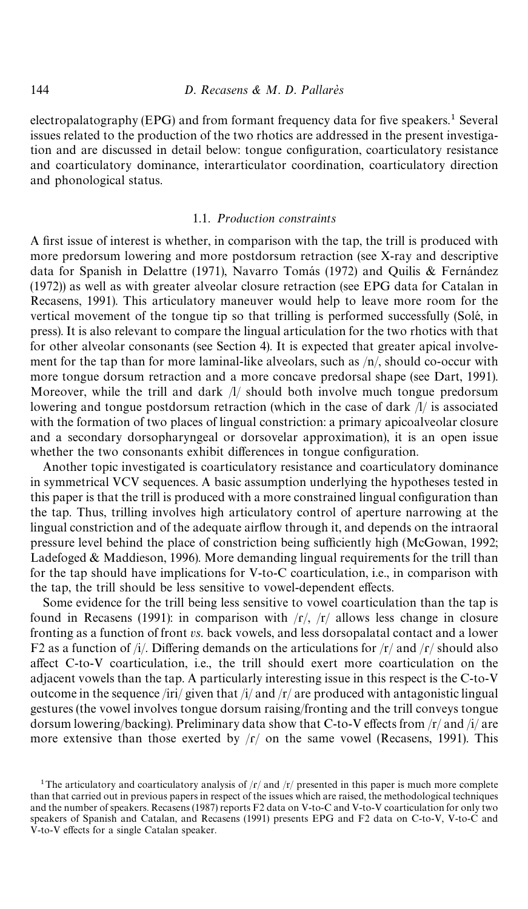electropalatography (EPG) and from formant frequency data for five speakers.[1] Several issues related to the production of the two rhotics are addressed in the present investigation and are discussed in detail below: tongue configuration, coarticulatory resistance and coarticulatory dominance, interarticulator coordination, coarticulatory direction and phonological status.

### 1.1. *Production constraints*

A first issue of interest is whether, in comparison with the tap, the trill is produced with more predorsum lowering and more postdorsum retraction (see X-ray and descriptive data for Spanish in Delattre (1971), Navarro Tomás (1972) and Quilis & Fernández (1972)) as well as with greater alveolar closure retraction (see EPG data for Catalan in Recasens, 1991). This articulatory maneuver would help to leave more room for the vertical movement of the tongue tip so that trilling is performed successfully (Solé, in press). It is also relevant to compare the lingual articulation for the two rhotics with that for other alveolar consonants (see Section 4). It is expected that greater apical involvement for the tap than for more laminal-like alveolars, such as /n/, should co-occur with more tongue dorsum retraction and a more concave predorsal shape (see Dart, 1991). Moreover, while the trill and dark /l/ should both involve much tongue predorsum lowering and tongue postdorsum retraction (which in the case of dark /l/ is associated with the formation of two places of lingual constriction: a primary apicoalveolar closure and a secondary dorsopharyngeal or dorsovelar approximation), it is an open issue whether the two consonants exhibit differences in tongue configuration.

Another topic investigated is coarticulatory resistance and coarticulatory dominance in symmetrical VCV sequences. A basic assumption underlying the hypotheses tested in this paper is that the trill is produced with a more constrained lingual configuration than the tap. Thus, trilling involves high articulatory control of aperture narrowing at the lingual constriction and of the adequate airflow through it, and depends on the intraoral pressure level behind the place of constriction being sufficiently high (McGowan, 1992; Ladefoged & Maddieson, 1996). More demanding lingual requirements for the trill than for the tap should have implications for V-to-C coarticulation, i.e., in comparison with the tap, the trill should be less sensitive to vowel-dependent effects.

Some evidence for the trill being less sensitive to vowel coarticulation than the tap is found in Recasens (1991): in comparison with /ɾ/, /r/ allows less change in closure fronting as a function of front *vs.* back vowels, and less dorsopalatal contact and a lower F2 as a function of /i/. Differing demands on the articulations for /r/ and /ɾ/ should also affect C-to-V coarticulation, i.e., the trill should exert more coarticulation on the adjacent vowels than the tap. A particularly interesting issue in this respect is the C-to-V outcome in the sequence /iri/ given that /i/ and /r/ are produced with antagonistic lingual gestures (the vowel involves tongue dorsum raising/fronting and the trill conveys tongue dorsum lowering/backing). Preliminary data show that C-to-V effects from /r/ and /i/ are more extensive than those exerted by /ɾ/ on the same vowel (Recasens, 1991). This

[1] The articulatory and coarticulatory analysis of /r/ and /ɾ/ presented in this paper is much more complete than that carried out in previous papers in respect of the issues which are raised, the methodological techniques and the number of speakers. Recasens (1987) reports F2 data on V-to-C and V-to-V coarticulation for only two speakers of Spanish and Catalan, and Recasens (1991) presents EPG and F2 data on C-to-V, V-to-C and V-to-V effects for a single Catalan speaker.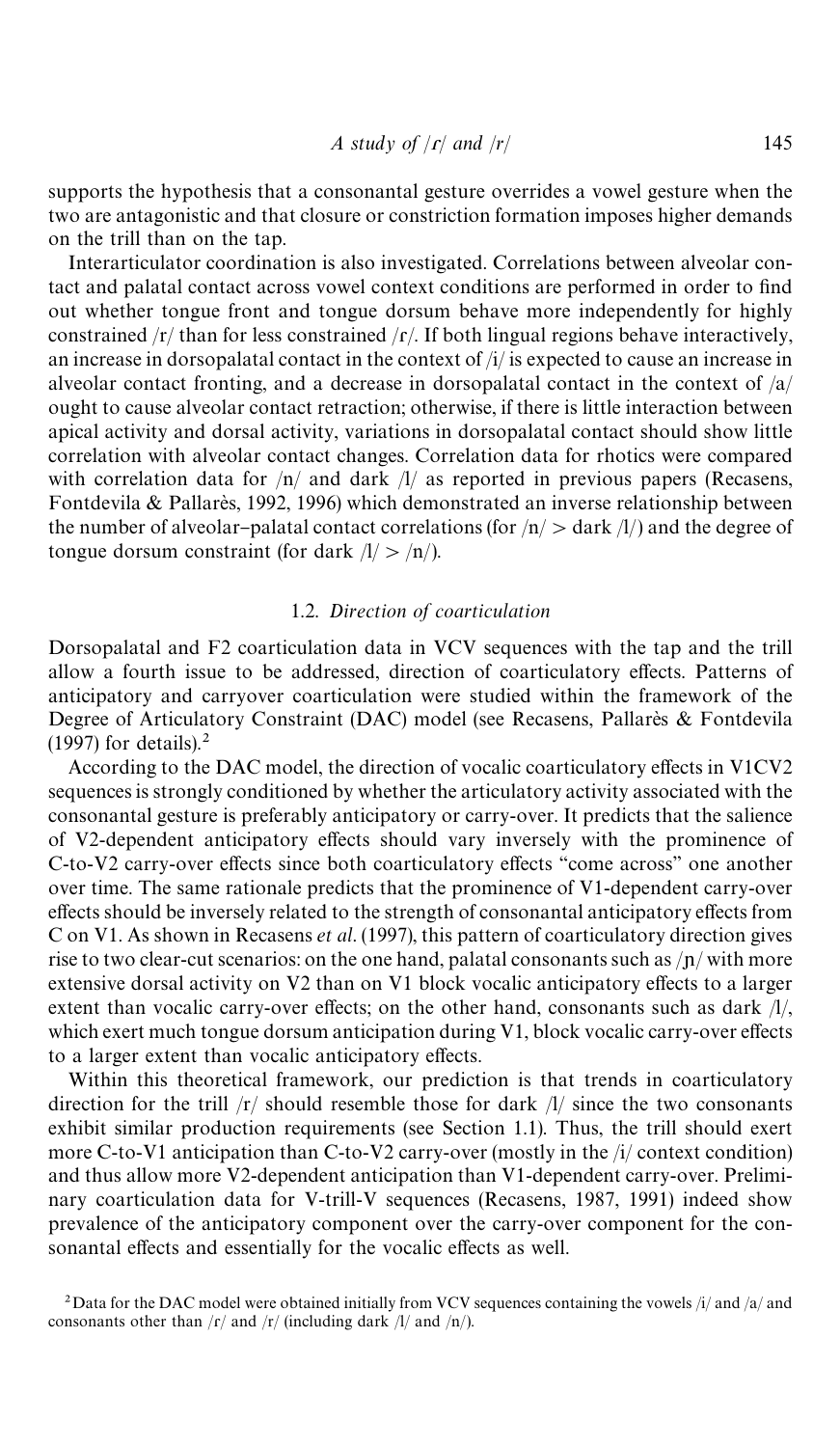supports the hypothesis that a consonantal gesture overrides a vowel gesture when the two are antagonistic and that closure or constriction formation imposes higher demands on the trill than on the tap.

Interarticulator coordination is also investigated. Correlations between alveolar contact and palatal contact across vowel context conditions are performed in order to find out whether tongue front and tongue dorsum behave more independently for highly constrained /r/ than for less constrained /ɾ/. If both lingual regions behave interactively, an increase in dorsopalatal contact in the context of /i/ is expected to cause an increase in alveolar contact fronting, and a decrease in dorsopalatal contact in the context of /a/ ought to cause alveolar contact retraction; otherwise, if there is little interaction between apical activity and dorsal activity, variations in dorsopalatal contact should show little correlation with alveolar contact changes. Correlation data for rhotics were compared with correlation data for /n/ and dark /l/ as reported in previous papers (Recasens, Fontdevila & Pallarès, 1992, 1996) which demonstrated an inverse relationship between the number of alveolar–palatal contact correlations (for /n/ > dark /l/) and the degree of tongue dorsum constraint (for dark /l/ > /n/).

### 1.2. *Direction of coarticulation*

Dorsopalatal and F2 coarticulation data in VCV sequences with the tap and the trill allow a fourth issue to be addressed, direction of coarticulatory effects. Patterns of anticipatory and carryover coarticulation were studied within the framework of the Degree of Articulatory Constraint (DAC) model (see Recasens, Pallarès & Fontdevila (1997) for details).[2]

According to the DAC model, the direction of vocalic coarticulatory effects in V1CV2 sequences is strongly conditioned by whether the articulatory activity associated with the consonantal gesture is preferably anticipatory or carry-over. It predicts that the salience of V2-dependent anticipatory effects should vary inversely with the prominence of C-to-V2 carry-over effects since both coarticulatory effects "come across" one another over time. The same rationale predicts that the prominence of V1-dependent carry-over effects should be inversely related to the strength of consonantal anticipatory effects from C on V1. As shown in Recasens *et al*. (1997), this pattern of coarticulatory direction gives rise to two clear-cut scenarios: on the one hand, palatal consonants such as /ɲ/ with more extensive dorsal activity on V2 than on V1 block vocalic anticipatory effects to a larger extent than vocalic carry-over effects; on the other hand, consonants such as dark /l/, which exert much tongue dorsum anticipation during V1, block vocalic carry-over effects to a larger extent than vocalic anticipatory effects.

Within this theoretical framework, our prediction is that trends in coarticulatory direction for the trill /r/ should resemble those for dark /l/ since the two consonants exhibit similar production requirements (see Section 1.1). Thus, the trill should exert more C-to-V1 anticipation than C-to-V2 carry-over (mostly in the /i/ context condition) and thus allow more V2-dependent anticipation than V1-dependent carry-over. Preliminary coarticulation data for V-trill-V sequences (Recasens, 1987, 1991) indeed show prevalence of the anticipatory component over the carry-over component for the consonantal effects and essentially for the vocalic effects as well.

[2] Data for the DAC model were obtained initially from VCV sequences containing the vowels /i/ and /a/ and consonants other than /ɾ/ and /r/ (including dark /l/ and /n/).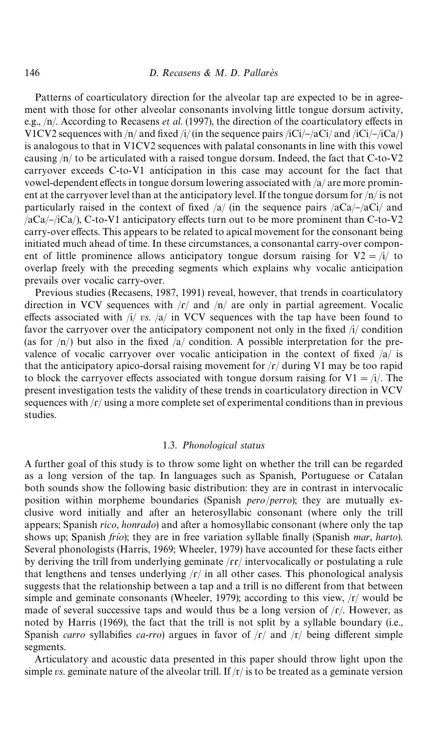Patterns of coarticulatory direction for the alveolar tap are expected to be in agreement with those for other alveolar consonants involving little tongue dorsum activity, e.g., /n/. According to Recasens *et al.* (1997), the direction of the coarticulatory effects in V1CV2 sequences with /n/ and fixed /i/ (in the sequence pairs /iCi/–/aCi/ and /iCi/–/iCa/) is analogous to that in V1CV2 sequences with palatal consonants in line with this vowel causing /n/ to be articulated with a raised tongue dorsum. Indeed, the fact that C-to-V2 carryover exceeds C-to-V1 anticipation in this case may account for the fact that vowel-dependent effects in tongue dorsum lowering associated with /a/ are more prominent at the carryover level than at the anticipatory level. If the tongue dorsum for /n/ is not particularly raised in the context of fixed /a/ (in the sequence pairs /aCa/–/aCi/ and /aCa/–/iCa/), C-to-V1 anticipatory effects turn out to be more prominent than C-to-V2 carry-over effects. This appears to be related to apical movement for the consonant being initiated much ahead of time. In these circumstances, a consonantal carry-over component of little prominence allows anticipatory tongue dorsum raising for V2 = /i/ to overlap freely with the preceding segments which explains why vocalic anticipation prevails over vocalic carry-over.

Previous studies (Recasens, 1987, 1991) reveal, however, that trends in coarticulatory direction in VCV sequences with /ɾ/ and /n/ are only in partial agreement. Vocalic effects associated with /i/ *vs.* /a/ in VCV sequences with the tap have been found to favor the carryover over the anticipatory component not only in the fixed /i/ condition (as for /n/) but also in the fixed /a/ condition. A possible interpretation for the prevalence of vocalic carryover over vocalic anticipation in the context of fixed /a/ is that the anticipatory apico-dorsal raising movement for /ɾ/ during V1 may be too rapid to block the carryover effects associated with tongue dorsum raising for V1 = /i/. The present investigation tests the validity of these trends in coarticulatory direction in VCV sequences with /ɾ/ using a more complete set of experimental conditions than in previous studies.

### 1.3. *Phonological status*

A further goal of this study is to throw some light on whether the trill can be regarded as a long version of the tap. In languages such as Spanish, Portuguese or Catalan both sounds show the following basic distribution: they are in contrast in intervocalic position within morpheme boundaries (Spanish *pero*/*perro*); they are mutually exclusive word initially and after an heterosyllabic consonant (where only the trill appears; Spanish *rico*, *honrado*) and after a homosyllabic consonant (where only the tap shows up; Spanish *frío*); they are in free variation syllable finally (Spanish *mar*, *harto*). Several phonologists (Harris, 1969; Wheeler, 1979) have accounted for these facts either by deriving the trill from underlying geminate /ɾɾ/ intervocalically or postulating a rule that lengthens and tenses underlying /ɾ/ in all other cases. This phonological analysis suggests that the relationship between a tap and a trill is no different from that between simple and geminate consonants (Wheeler, 1979); according to this view, /r/ would be made of several successive taps and would thus be a long version of /ɾ/. However, as noted by Harris (1969), the fact that the trill is not split by a syllable boundary (i.e., Spanish *carro* syllabifies *ca-rro*) argues in favor of /ɾ/ and /r/ being different simple segments.

Articulatory and acoustic data presented in this paper should throw light upon the simple *vs.* geminate nature of the alveolar trill. If /r/ is to be treated as a geminate version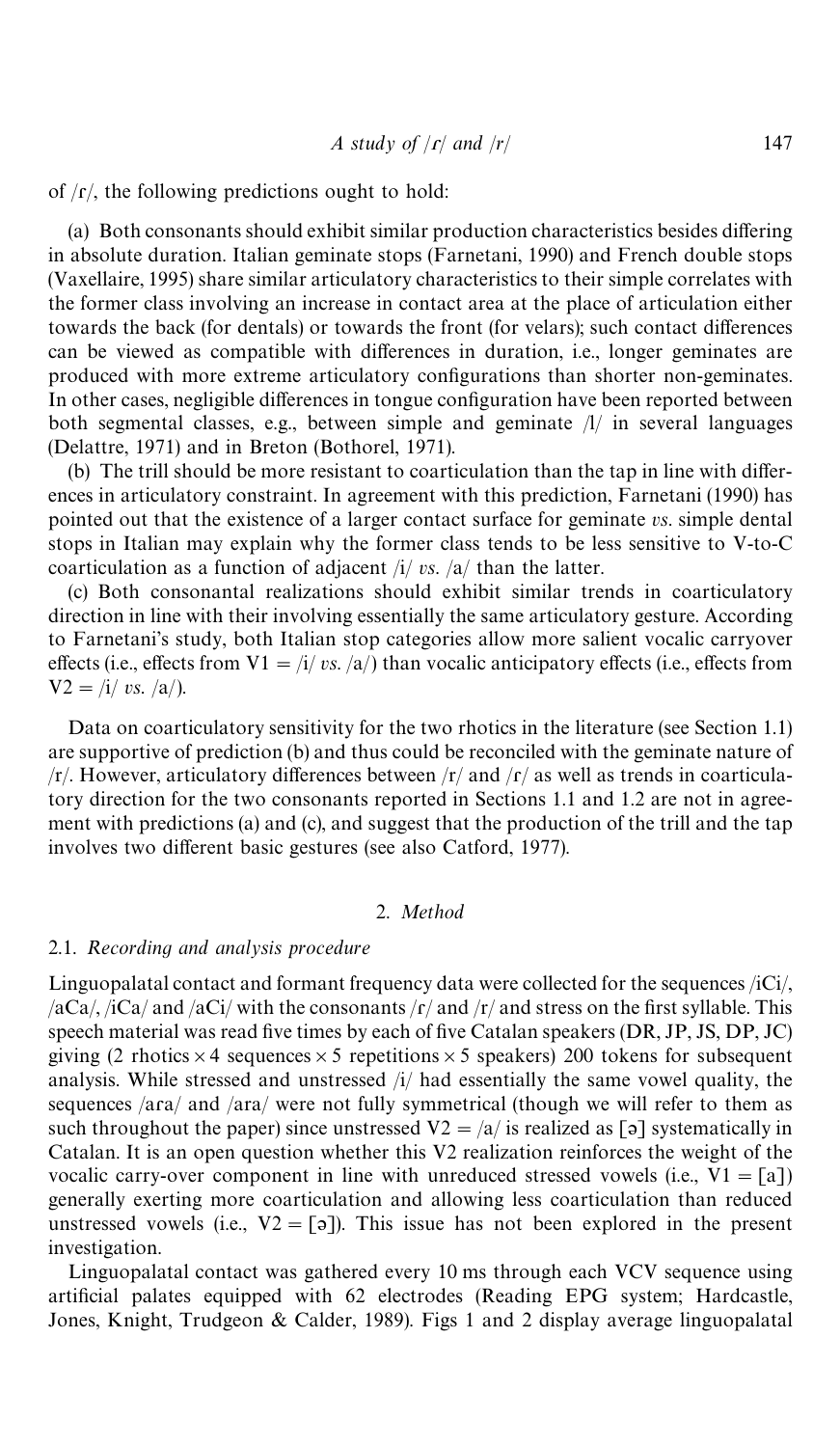of /ɾ/, the following predictions ought to hold:

(a) Both consonants should exhibit similar production characteristics besides differing in absolute duration. Italian geminate stops (Farnetani, 1990) and French double stops (Vaxellaire, 1995) share similar articulatory characteristics to their simple correlates with the former class involving an increase in contact area at the place of articulation either towards the back (for dentals) or towards the front (for velars); such contact differences can be viewed as compatible with differences in duration, i.e., longer geminates are produced with more extreme articulatory configurations than shorter non-geminates. In other cases, negligible differences in tongue configuration have been reported between both segmental classes, e.g., between simple and geminate /l/ in several languages (Delattre, 1971) and in Breton (Bothorel, 1971).

(b) The trill should be more resistant to coarticulation than the tap in line with differences in articulatory constraint. In agreement with this prediction, Farnetani (1990) has pointed out that the existence of a larger contact surface for geminate *vs.* simple dental stops in Italian may explain why the former class tends to be less sensitive to V-to-C coarticulation as a function of adjacent /i/ *vs.* /a/ than the latter.

(c) Both consonantal realizations should exhibit similar trends in coarticulatory direction in line with their involving essentially the same articulatory gesture. According to Farnetani's study, both Italian stop categories allow more salient vocalic carryover effects (i.e., effects from $V1 = /i/$ *vs.* /a/) than vocalic anticipatory effects (i.e., effects from $V2 = /i/$ *vs.* /a/).

Data on coarticulatory sensitivity for the two rhotics in the literature (see Section 1.1) are supportive of prediction (b) and thus could be reconciled with the geminate nature of /r/. However, articulatory differences between /r/ and /ɾ/ as well as trends in coarticulatory direction for the two consonants reported in Sections 1.1 and 1.2 are not in agreement with predictions (a) and (c), and suggest that the production of the trill and the tap involves two different basic gestures (see also Catford, 1977).

## 2. *Method*

### 2.1. *Recording and analysis procedure*

Linguopalatal contact and formant frequency data were collected for the sequences /iCi/, /aCa/, /iCa/ and /aCi/ with the consonants /ɾ/ and /r/ and stress on the first syllable. This speech material was read five times by each of five Catalan speakers (DR, JP, JS, DP, JC) giving (2 rhotics × 4 sequences × 5 repetitions × 5 speakers) 200 tokens for subsequent analysis. While stressed and unstressed /i/ had essentially the same vowel quality, the sequences /aɾa/ and /ara/ were not fully symmetrical (though we will refer to them as such throughout the paper) since unstressed $V2 = /a/$ is realized as [ə] systematically in Catalan. It is an open question whether this V2 realization reinforces the weight of the vocalic carry-over component in line with unreduced stressed vowels (i.e., $V1 = [a]$) generally exerting more coarticulation and allowing less coarticulation than reduced unstressed vowels (i.e., $V2 = [ə]$). This issue has not been explored in the present investigation.

Linguopalatal contact was gathered every 10 ms through each VCV sequence using artificial palates equipped with 62 electrodes (Reading EPG system; Hardcastle, Jones, Knight, Trudgeon & Calder, 1989). Figs 1 and 2 display average linguopalatal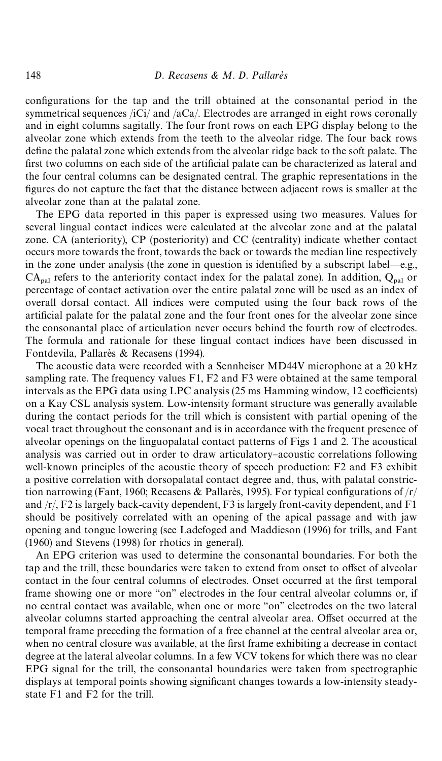configurations for the tap and the trill obtained at the consonantal period in the symmetrical sequences /iCi/ and /aCa/. Electrodes are arranged in eight rows coronally and in eight columns sagitally. The four front rows on each EPG display belong to the alveolar zone which extends from the teeth to the alveolar ridge. The four back rows define the palatal zone which extends from the alveolar ridge back to the soft palate. The first two columns on each side of the artificial palate can be characterized as lateral and the four central columns can be designated central. The graphic representations in the figures do not capture the fact that the distance between adjacent rows is smaller at the alveolar zone than at the palatal zone.

The EPG data reported in this paper is expressed using two measures. Values for several lingual contact indices were calculated at the alveolar zone and at the palatal zone. CA (anteriority), CP (posteriority) and CC (centrality) indicate whether contact occurs more towards the front, towards the back or towards the median line respectively in the zone under analysis (the zone in question is identified by a subscript label—e.g., $CA_{pal}$ refers to the anteriority contact index for the palatal zone). In addition, $Q_{pal}$ or percentage of contact activation over the entire palatal zone will be used as an index of overall dorsal contact. All indices were computed using the four back rows of the artificial palate for the palatal zone and the four front ones for the alveolar zone since the consonantal place of articulation never occurs behind the fourth row of electrodes. The formula and rationale for these lingual contact indices have been discussed in Fontdevila, Pallarès & Recasens (1994).

The acoustic data were recorded with a Sennheiser MD44V microphone at a 20 kHz sampling rate. The frequency values F1, F2 and F3 were obtained at the same temporal intervals as the EPG data using LPC analysis (25 ms Hamming window, 12 coefficients) on a Kay CSL analysis system. Low-intensity formant structure was generally available during the contact periods for the trill which is consistent with partial opening of the vocal tract throughout the consonant and is in accordance with the frequent presence of alveolar openings on the linguopalatal contact patterns of Figs 1 and 2. The acoustical analysis was carried out in order to draw articulatory–acoustic correlations following well-known principles of the acoustic theory of speech production: F2 and F3 exhibit a positive correlation with dorsopalatal contact degree and, thus, with palatal constriction narrowing (Fant, 1960; Recasens & Pallarès, 1995). For typical configurations of /ɾ/ and /r/, F2 is largely back-cavity dependent, F3 is largely front-cavity dependent, and F1 should be positively correlated with an opening of the apical passage and with jaw opening and tongue lowering (see Ladefoged and Maddieson (1996) for trills, and Fant (1960) and Stevens (1998) for rhotics in general).

An EPG criterion was used to determine the consonantal boundaries. For both the tap and the trill, these boundaries were taken to extend from onset to offset of alveolar contact in the four central columns of electrodes. Onset occurred at the first temporal frame showing one or more "on" electrodes in the four central alveolar columns or, if no central contact was available, when one or more "on" electrodes on the two lateral alveolar columns started approaching the central alveolar area. Offset occurred at the temporal frame preceding the formation of a free channel at the central alveolar area or, when no central closure was available, at the first frame exhibiting a decrease in contact degree at the lateral alveolar columns. In a few VCV tokens for which there was no clear EPG signal for the trill, the consonantal boundaries were taken from spectrographic displays at temporal points showing significant changes towards a low-intensity steady-state F1 and F2 for the trill.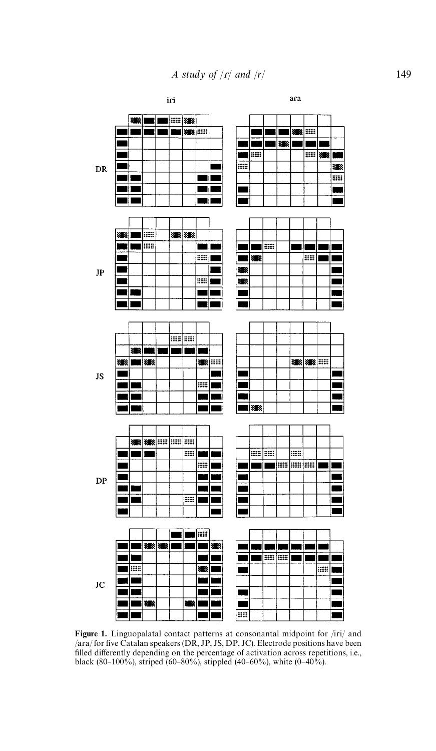Figure 1. Linguopalatal contact patterns at consonantal midpoint for /iɾi/ and /aɾa/ for five Catalan speakers (DR, JP, JS, DP, JC). Electrode positions have been filled differently depending on the percentage of activation across repetitions, i.e., black (80–100%), striped (60–80%), stippled (40–60%), white (0–40%).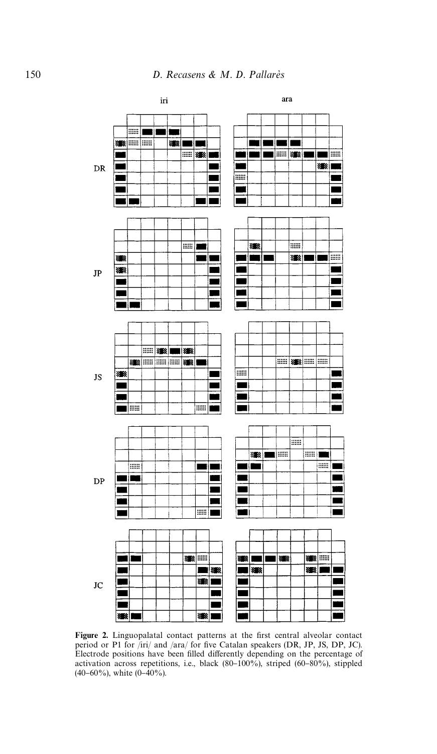Figure 2. Linguopalatal contact patterns at the first central alveolar contact period or P1 for /iri/ and /ara/ for five Catalan speakers (DR, JP, JS, DP, JC). Electrode positions have been filled differently depending on the percentage of activation across repetitions, i.e., black (80–100%), striped (60–80%), stippled (40–60%), white (0–40%).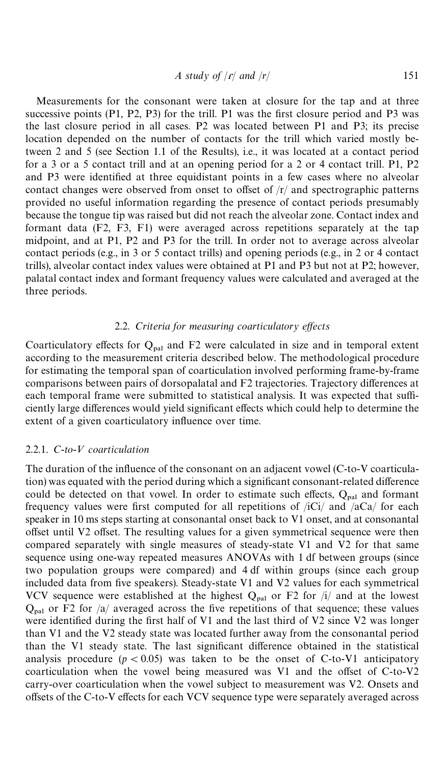Measurements for the consonant were taken at closure for the tap and at three successive points (P1, P2, P3) for the trill. P1 was the first closure period and P3 was the last closure period in all cases. P2 was located between P1 and P3; its precise location depended on the number of contacts for the trill which varied mostly between 2 and 5 (see Section 1.1 of the Results), i.e., it was located at a contact period for a 3 or a 5 contact trill and at an opening period for a 2 or 4 contact trill. P1, P2 and P3 were identified at three equidistant points in a few cases where no alveolar contact changes were observed from onset to offset of /r/ and spectrographic patterns provided no useful information regarding the presence of contact periods presumably because the tongue tip was raised but did not reach the alveolar zone. Contact index and formant data (F2, F3, F1) were averaged across repetitions separately at the tap midpoint, and at P1, P2 and P3 for the trill. In order not to average across alveolar contact periods (e.g., in 3 or 5 contact trills) and opening periods (e.g., in 2 or 4 contact trills), alveolar contact index values were obtained at P1 and P3 but not at P2; however, palatal contact index and formant frequency values were calculated and averaged at the three periods.

### 2.2. *Criteria for measuring coarticulatory effects*

Coarticulatory effects for $Q_{pal}$ and F2 were calculated in size and in temporal extent according to the measurement criteria described below. The methodological procedure for estimating the temporal span of coarticulation involved performing frame-by-frame comparisons between pairs of dorsopalatal and F2 trajectories. Trajectory differences at each temporal frame were submitted to statistical analysis. It was expected that sufficiently large differences would yield significant effects which could help to determine the extent of a given coarticulatory influence over time.

#### 2.2.1. *C-to-V coarticulation*

The duration of the influence of the consonant on an adjacent vowel (C-to-V coarticulation) was equated with the period during which a significant consonant-related difference could be detected on that vowel. In order to estimate such effects, $Q_{pal}$ and formant frequency values were first computed for all repetitions of /iCi/ and /aCa/ for each speaker in 10 ms steps starting at consonantal onset back to V1 onset, and at consonantal offset until V2 offset. The resulting values for a given symmetrical sequence were then compared separately with single measures of steady-state V1 and V2 for that same sequence using one-way repeated measures ANOVAs with 1 df between groups (since two population groups were compared) and 4 df within groups (since each group included data from five speakers). Steady-state V1 and V2 values for each symmetrical VCV sequence were established at the highest $Q_{pal}$ or F2 for /i/ and at the lowest $Q_{pal}$ or F2 for /a/ averaged across the five repetitions of that sequence; these values were identified during the first half of V1 and the last third of V2 since V2 was longer than V1 and the V2 steady state was located further away from the consonantal period than the V1 steady state. The last significant difference obtained in the statistical analysis procedure ($p < 0.05$) was taken to be the onset of C-to-V1 anticipatory coarticulation when the vowel being measured was V1 and the offset of C-to-V2 carry-over coarticulation when the vowel subject to measurement was V2. Onsets and offsets of the C-to-V effects for each VCV sequence type were separately averaged across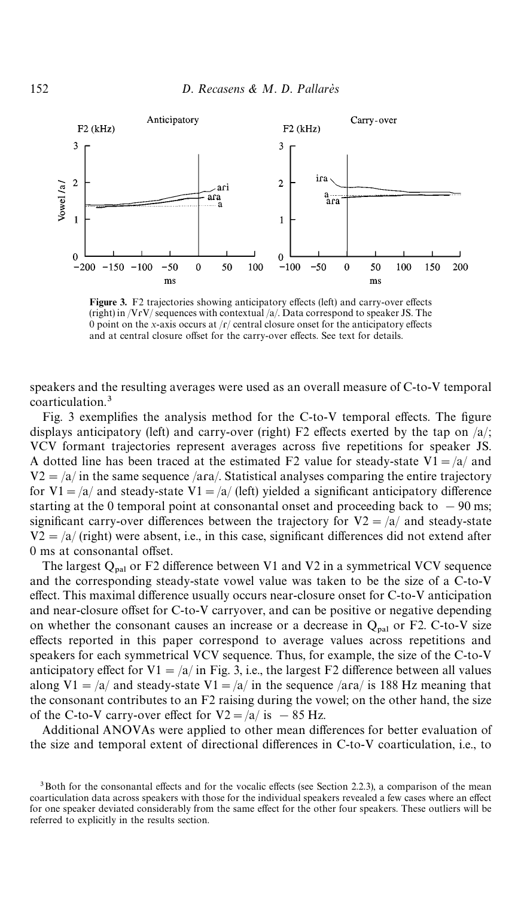Figure 3. F2 trajectories showing anticipatory effects (left) and carry-over effects (right) in /VɾV/ sequences with contextual /a/. Data correspond to speaker JS. The 0 point on the x-axis occurs at /ɾ/ central closure onset for the anticipatory effects and at central closure offset for the carry-over effects. See text for details.

speakers and the resulting averages were used as an overall measure of C-to-V temporal coarticulation.[3]

Fig. 3 exemplifies the analysis method for the C-to-V temporal effects. The figure displays anticipatory (left) and carry-over (right) F2 effects exerted by the tap on /a/; VCV formant trajectories represent averages across five repetitions for speaker JS. A dotted line has been traced at the estimated F2 value for steady-state V1 = /a/ and V2 = /a/ in the same sequence /aɾa/. Statistical analyses comparing the entire trajectory for V1 = /a/ and steady-state V1 = /a/ (left) yielded a significant anticipatory difference starting at the 0 temporal point at consonantal onset and proceeding back to −90 ms; significant carry-over differences between the trajectory for V2 = /a/ and steady-state V2 = /a/ (right) were absent, i.e., in this case, significant differences did not extend after 0 ms at consonantal offset.

The largest $Q_{pal}$ or F2 difference between V1 and V2 in a symmetrical VCV sequence and the corresponding steady-state vowel value was taken to be the size of a C-to-V effect. This maximal difference usually occurs near-closure onset for C-to-V anticipation and near-closure offset for C-to-V carryover, and can be positive or negative depending on whether the consonant causes an increase or a decrease in $Q_{pal}$ or F2. C-to-V size effects reported in this paper correspond to average values across repetitions and speakers for each symmetrical VCV sequence. Thus, for example, the size of the C-to-V anticipatory effect for V1 = /a/ in Fig. 3, i.e., the largest F2 difference between all values along V1 = /a/ and steady-state V1 = /a/ in the sequence /aɾa/ is 188 Hz meaning that the consonant contributes to an F2 raising during the vowel; on the other hand, the size of the C-to-V carry-over effect for V2 = /a/ is −85 Hz.

Additional ANOVAs were applied to other mean differences for better evaluation of the size and temporal extent of directional differences in C-to-V coarticulation, i.e., to

[3] Both for the consonantal effects and for the vocalic effects (see Section 2.2.3), a comparison of the mean coarticulation data across speakers with those for the individual speakers revealed a few cases where an effect for one speaker deviated considerably from the same effect for the other four speakers. These outliers will be referred to explicitly in the results section.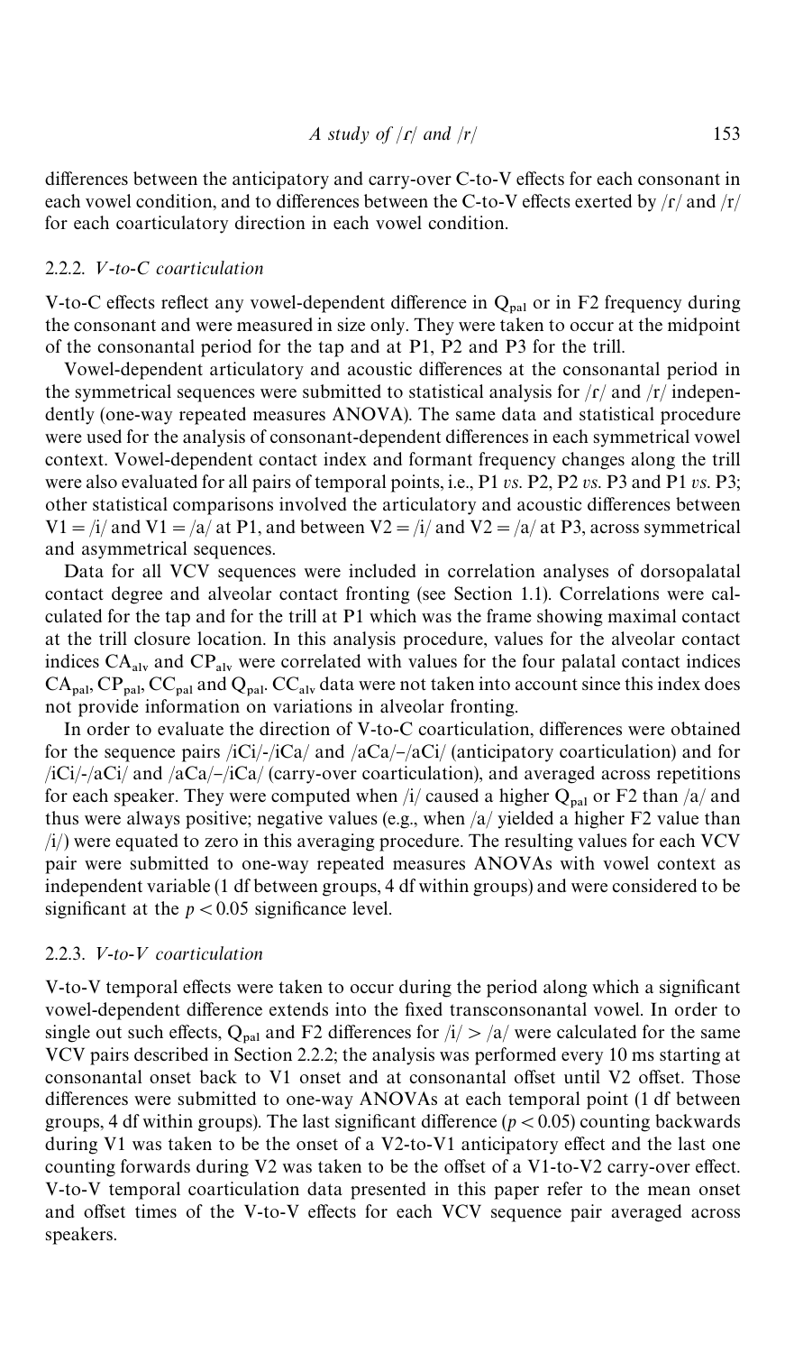differences between the anticipatory and carry-over C-to-V effects for each consonant in each vowel condition, and to differences between the C-to-V effects exerted by /ɾ/ and /r/ for each coarticulatory direction in each vowel condition.

### 2.2.2. *V-to-C coarticulation*

V-to-C effects reflect any vowel-dependent difference in $Q_{pal}$ or in F2 frequency during the consonant and were measured in size only. They were taken to occur at the midpoint of the consonantal period for the tap and at P1, P2 and P3 for the trill.

Vowel-dependent articulatory and acoustic differences at the consonantal period in the symmetrical sequences were submitted to statistical analysis for /ɾ/ and /r/ independently (one-way repeated measures ANOVA). The same data and statistical procedure were used for the analysis of consonant-dependent differences in each symmetrical vowel context. Vowel-dependent contact index and formant frequency changes along the trill were also evaluated for all pairs of temporal points, i.e., P1 *vs.* P2, P2 *vs.* P3 and P1 *vs.* P3; other statistical comparisons involved the articulatory and acoustic differences between V1 = /i/ and V1 = /a/ at P1, and between V2 = /i/ and V2 = /a/ at P3, across symmetrical and asymmetrical sequences.

Data for all VCV sequences were included in correlation analyses of dorsopalatal contact degree and alveolar contact fronting (see Section 1.1). Correlations were calculated for the tap and for the trill at P1 which was the frame showing maximal contact at the trill closure location. In this analysis procedure, values for the alveolar contact indices $CA_{alv}$ and $CP_{alv}$ were correlated with values for the four palatal contact indices $CA_{pal}$, $CP_{pal}$, $CC_{pal}$ and $Q_{pal}$. $CC_{alv}$ data were not taken into account since this index does not provide information on variations in alveolar fronting.

In order to evaluate the direction of V-to-C coarticulation, differences were obtained for the sequence pairs /iCi/-/iCa/ and /aCa/–/aCi/ (anticipatory coarticulation) and for /iCi/-/aCi/ and /aCa/–/iCa/ (carry-over coarticulation), and averaged across repetitions for each speaker. They were computed when /i/ caused a higher $Q_{pal}$ or F2 than /a/ and thus were always positive; negative values (e.g., when /a/ yielded a higher F2 value than /i/) were equated to zero in this averaging procedure. The resulting values for each VCV pair were submitted to one-way repeated measures ANOVAs with vowel context as independent variable (1 df between groups, 4 df within groups) and were considered to be significant at the $p < 0.05$ significance level.

### 2.2.3. *V-to-V coarticulation*

V-to-V temporal effects were taken to occur during the period along which a significant vowel-dependent difference extends into the fixed transconsonantal vowel. In order to single out such effects, $Q_{pal}$ and F2 differences for /i/ > /a/ were calculated for the same VCV pairs described in Section 2.2.2; the analysis was performed every 10 ms starting at consonantal onset back to V1 onset and at consonantal offset until V2 offset. Those differences were submitted to one-way ANOVAs at each temporal point (1 df between groups, 4 df within groups). The last significant difference ($p < 0.05$) counting backwards during V1 was taken to be the onset of a V2-to-V1 anticipatory effect and the last one counting forwards during V2 was taken to be the offset of a V1-to-V2 carry-over effect. V-to-V temporal coarticulation data presented in this paper refer to the mean onset and offset times of the V-to-V effects for each VCV sequence pair averaged across speakers.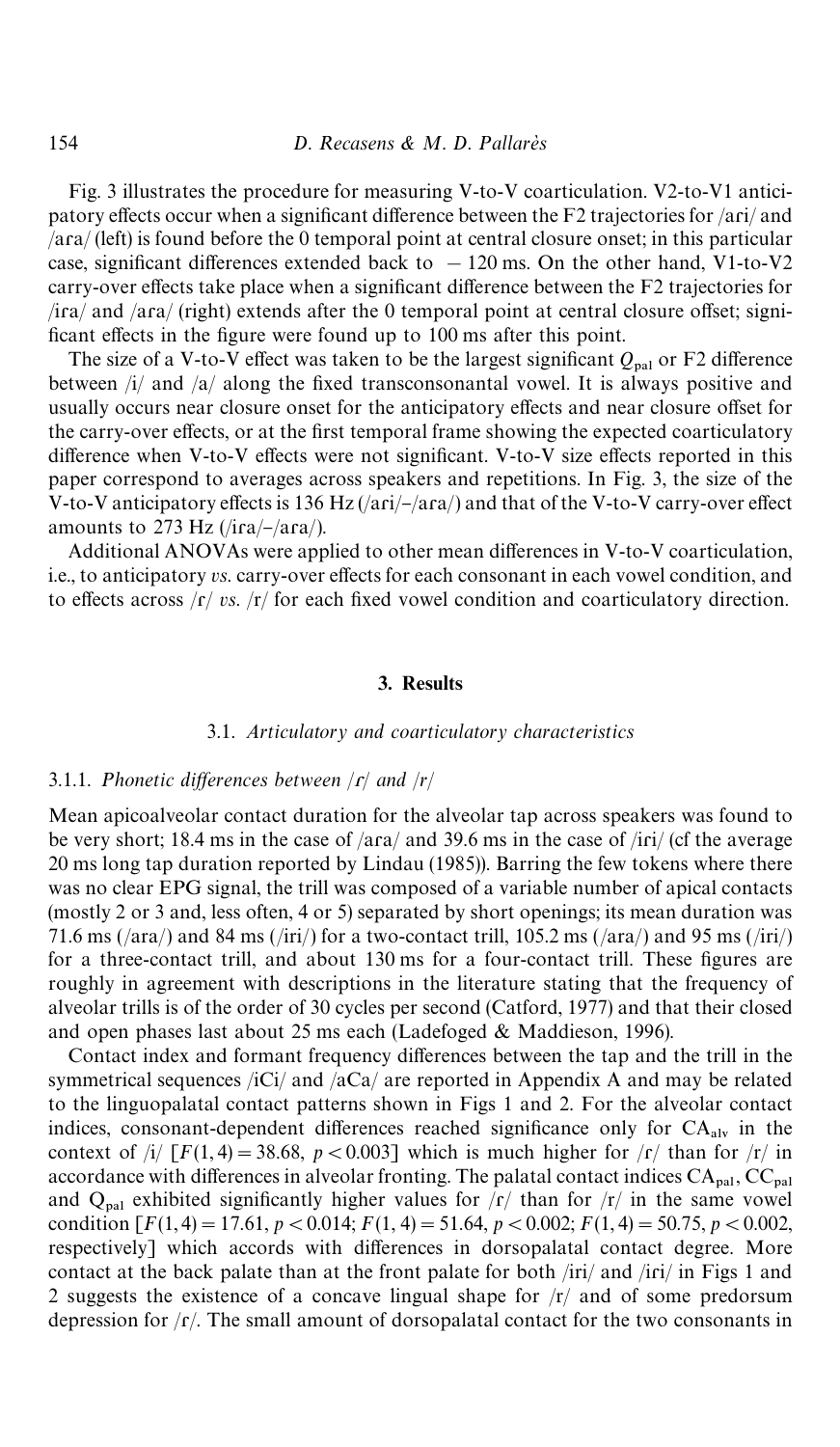Fig. 3 illustrates the procedure for measuring V-to-V coarticulation. V2-to-V1 anticipatory effects occur when a significant difference between the F2 trajectories for /aɾi/ and /aɾa/ (left) is found before the 0 temporal point at central closure onset; in this particular case, significant differences extended back to $-120$ ms. On the other hand, V1-to-V2 carry-over effects take place when a significant difference between the F2 trajectories for /iɾa/ and /aɾa/ (right) extends after the 0 temporal point at central closure offset; significant effects in the figure were found up to 100 ms after this point.

The size of a V-to-V effect was taken to be the largest significant $Q_{pal}$ or F2 difference between /i/ and /a/ along the fixed transconsonantal vowel. It is always positive and usually occurs near closure onset for the anticipatory effects and near closure offset for the carry-over effects, or at the first temporal frame showing the expected coarticulatory difference when V-to-V effects were not significant. V-to-V size effects reported in this paper correspond to averages across speakers and repetitions. In Fig. 3, the size of the V-to-V anticipatory effects is 136 Hz (/aɾi/–/aɾa/) and that of the V-to-V carry-over effect amounts to 273 Hz (/iɾa/–/aɾa/).

Additional ANOVAs were applied to other mean differences in V-to-V coarticulation, i.e., to anticipatory *vs.* carry-over effects for each consonant in each vowel condition, and to effects across /ɾ/ *vs.* /r/ for each fixed vowel condition and coarticulatory direction.

## 3. Results

### 3.1. *Articulatory and coarticulatory characteristics*

#### 3.1.1. *Phonetic differences between /ɾ/ and /r/*

Mean apicoalveolar contact duration for the alveolar tap across speakers was found to be very short; 18.4 ms in the case of /aɾa/ and 39.6 ms in the case of /iɾi/ (cf the average 20 ms long tap duration reported by Lindau (1985)). Barring the few tokens where there was no clear EPG signal, the trill was composed of a variable number of apical contacts (mostly 2 or 3 and, less often, 4 or 5) separated by short openings; its mean duration was 71.6 ms (/ara/) and 84 ms (/iri/) for a two-contact trill, 105.2 ms (/ara/) and 95 ms (/iri/) for a three-contact trill, and about 130 ms for a four-contact trill. These figures are roughly in agreement with descriptions in the literature stating that the frequency of alveolar trills is of the order of 30 cycles per second (Catford, 1977) and that their closed and open phases last about 25 ms each (Ladefoged & Maddieson, 1996).

Contact index and formant frequency differences between the tap and the trill in the symmetrical sequences /iCi/ and /aCa/ are reported in Appendix A and may be related to the linguopalatal contact patterns shown in Figs 1 and 2. For the alveolar contact indices, consonant-dependent differences reached significance only for $CA_{alv}$ in the context of /i/ [$F(1, 4) = 38.68$, $p < 0.003$] which is much higher for /r/ than for /ɾ/ in accordance with differences in alveolar fronting. The palatal contact indices $CA_{pal}$, $CC_{pal}$ and $Q_{pal}$ exhibited significantly higher values for /ɾ/ than for /r/ in the same vowel condition [$F(1, 4) = 17.61$, $p < 0.014$; $F(1, 4) = 51.64$, $p < 0.002$; $F(1, 4) = 50.75$, $p < 0.002$, respectively] which accords with differences in dorsopalatal contact degree. More contact at the back palate than at the front palate for both /iri/ and /iɾi/ in Figs 1 and 2 suggests the existence of a concave lingual shape for /r/ and of some predorsum depression for /ɾ/. The small amount of dorsopalatal contact for the two consonants in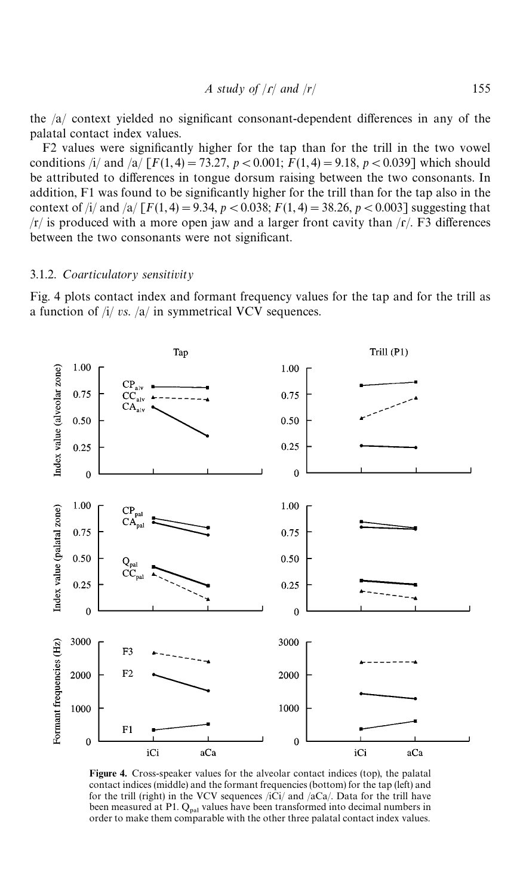the /a/ context yielded no significant consonant-dependent differences in any of the palatal contact index values.

F2 values were significantly higher for the tap than for the trill in the two vowel conditions /i/ and /a/ [$F(1,4) = 73.27$, $p < 0.001$; $F(1,4) = 9.18$, $p < 0.039$] which should be attributed to differences in tongue dorsum raising between the two consonants. In addition, F1 was found to be significantly higher for the trill than for the tap also in the context of /i/ and /a/ [$F(1,4) = 9.34$, $p < 0.038$; $F(1,4) = 38.26$, $p < 0.003$] suggesting that /r/ is produced with a more open jaw and a larger front cavity than /ɾ/. F3 differences between the two consonants were not significant.

### 3.1.2. *Coarticulatory sensitivity*

Fig. 4 plots contact index and formant frequency values for the tap and for the trill as a function of /i/ *vs.* /a/ in symmetrical VCV sequences.

**Figure 4.** Cross-speaker values for the alveolar contact indices (top), the palatal contact indices (middle) and the formant frequencies (bottom) for the tap (left) and for the trill (right) in the VCV sequences /iCi/ and /aCa/. Data for the trill have been measured at P1. $Q_{pal}$ values have been transformed into decimal numbers in order to make them comparable with the other three palatal contact index values.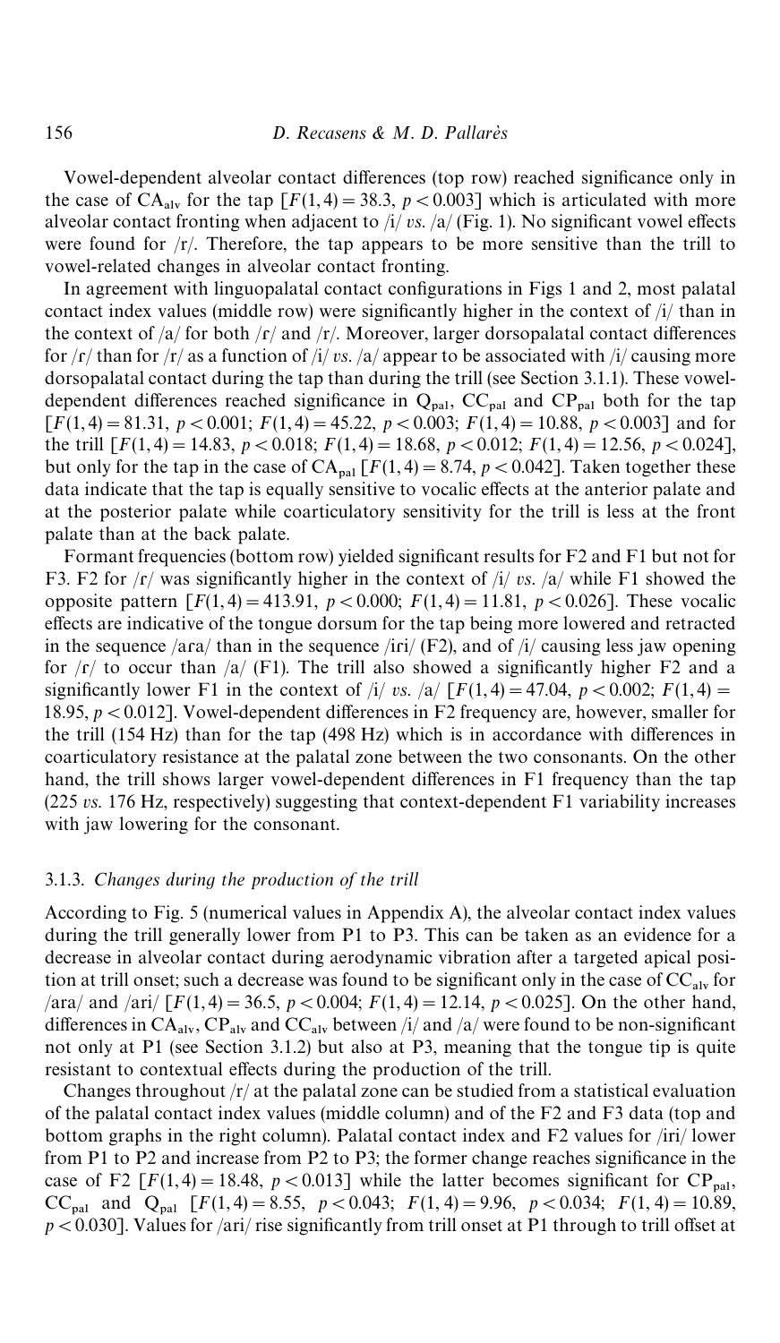Vowel-dependent alveolar contact differences (top row) reached significance only in the case of $CA_{alv}$ for the tap [$F(1,4) = 38.3$, $p < 0.003$] which is articulated with more alveolar contact fronting when adjacent to /i/ *vs.* /a/ (Fig. 1). No significant vowel effects were found for /r/. Therefore, the tap appears to be more sensitive than the trill to vowel-related changes in alveolar contact fronting.

In agreement with linguopalatal contact configurations in Figs 1 and 2, most palatal contact index values (middle row) were significantly higher in the context of /i/ than in the context of /a/ for both /ɾ/ and /r/. Moreover, larger dorsopalatal contact differences for /ɾ/ than for /r/ as a function of /i/ *vs.* /a/ appear to be associated with /i/ causing more dorsopalatal contact during the tap than during the trill (see Section 3.1.1). These vowel-dependent differences reached significance in $Q_{pal}$, $CC_{pal}$ and $CP_{pal}$ both for the tap [$F(1,4) = 81.31$, $p < 0.001$; $F(1,4) = 45.22$, $p < 0.003$; $F(1,4) = 10.88$, $p < 0.003$] and for the trill [$F(1,4) = 14.83$, $p < 0.018$; $F(1,4) = 18.68$, $p < 0.012$; $F(1,4) = 12.56$, $p < 0.024$], but only for the tap in the case of $CA_{pal}$ [$F(1,4) = 8.74$, $p < 0.042$]. Taken together these data indicate that the tap is equally sensitive to vocalic effects at the anterior palate and at the posterior palate while coarticulatory sensitivity for the trill is less at the front palate than at the back palate.

Formant frequencies (bottom row) yielded significant results for F2 and F1 but not for F3. F2 for /ɾ/ was significantly higher in the context of /i/ *vs.* /a/ while F1 showed the opposite pattern [$F(1,4) = 413.91$, $p < 0.000$; $F(1,4) = 11.81$, $p < 0.026$]. These vocalic effects are indicative of the tongue dorsum for the tap being more lowered and retracted in the sequence /aɾa/ than in the sequence /iɾi/ (F2), and of /i/ causing less jaw opening for /ɾ/ to occur than /a/ (F1). The trill also showed a significantly higher F2 and a significantly lower F1 in the context of /i/ *vs.* /a/ [$F(1,4) = 47.04$, $p < 0.002$; $F(1,4) = 18.95$, $p < 0.012$]. Vowel-dependent differences in F2 frequency are, however, smaller for the trill (154 Hz) than for the tap (498 Hz) which is in accordance with differences in coarticulatory resistance at the palatal zone between the two consonants. On the other hand, the trill shows larger vowel-dependent differences in F1 frequency than the tap (225 *vs.* 176 Hz, respectively) suggesting that context-dependent F1 variability increases with jaw lowering for the consonant.

### 3.1.3. *Changes during the production of the trill*

According to Fig. 5 (numerical values in Appendix A), the alveolar contact index values during the trill generally lower from P1 to P3. This can be taken as an evidence for a decrease in alveolar contact during aerodynamic vibration after a targeted apical position at trill onset; such a decrease was found to be significant only in the case of $CC_{alv}$ for /ara/ and /ari/ [$F(1,4) = 36.5$, $p < 0.004$; $F(1,4) = 12.14$, $p < 0.025$]. On the other hand, differences in $CA_{alv}$, $CP_{alv}$ and $CC_{alv}$ between /i/ and /a/ were found to be non-significant not only at P1 (see Section 3.1.2) but also at P3, meaning that the tongue tip is quite resistant to contextual effects during the production of the trill.

Changes throughout /r/ at the palatal zone can be studied from a statistical evaluation of the palatal contact index values (middle column) and of the F2 and F3 data (top and bottom graphs in the right column). Palatal contact index and F2 values for /iri/ lower from P1 to P2 and increase from P2 to P3; the former change reaches significance in the case of F2 [$F(1,4) = 18.48$, $p < 0.013$] while the latter becomes significant for $CP_{pal}$, $CC_{pal}$ and $Q_{pal}$ [$F(1,4) = 8.55$, $p < 0.043$; $F(1,4) = 9.96$, $p < 0.034$; $F(1,4) = 10.89$, $p < 0.030$]. Values for /ari/ rise significantly from trill onset at P1 through to trill offset at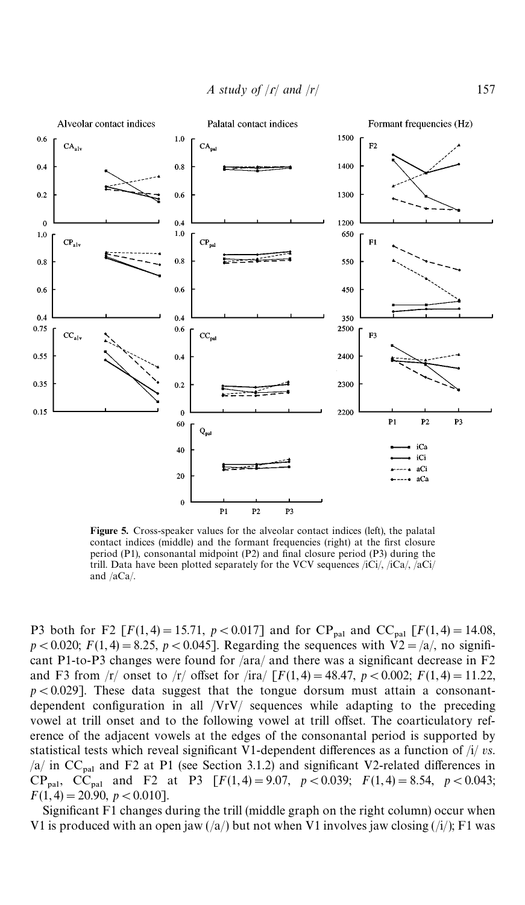**Figure 5.** Cross-speaker values for the alveolar contact indices (left), the palatal contact indices (middle) and the formant frequencies (right) at the first closure period (P1), consonantal midpoint (P2) and final closure period (P3) during the trill. Data have been plotted separately for the VCV sequences /iCi/, /iCa/, /aCi/ and /aCa/.

P3 both for F2 [$F(1,4) = 15.71$, $p < 0.017$] and for $CP_{pal}$ and $CC_{pal}$ [$F(1,4) = 14.08$, $p < 0.020$; $F(1,4) = 8.25$, $p < 0.045$]. Regarding the sequences with $V2 = $ /a/, no significant P1-to-P3 changes were found for /ara/ and there was a significant decrease in F2 and F3 from /r/ onset to /r/ offset for /ira/ [$F(1,4) = 48.47$, $p < 0.002$; $F(1,4) = 11.22$, $p < 0.029$]. These data suggest that the tongue dorsum must attain a consonant-dependent configuration in all /VrV/ sequences while adapting to the preceding vowel at trill onset and to the following vowel at trill offset. The coarticulatory reference of the adjacent vowels at the edges of the consonantal period is supported by statistical tests which reveal significant V1-dependent differences as a function of /i/ *vs.* /a/ in $CC_{pal}$ and F2 at P1 (see Section 3.1.2) and significant V2-related differences in $CP_{pal}$, $CC_{pal}$ and F2 at P3 [$F(1,4) = 9.07$, $p < 0.039$; $F(1,4) = 8.54$, $p < 0.043$; $F(1,4) = 20.90$, $p < 0.010$].

Significant F1 changes during the trill (middle graph on the right column) occur when V1 is produced with an open jaw (/a/) but not when V1 involves jaw closing (/i/); F1 was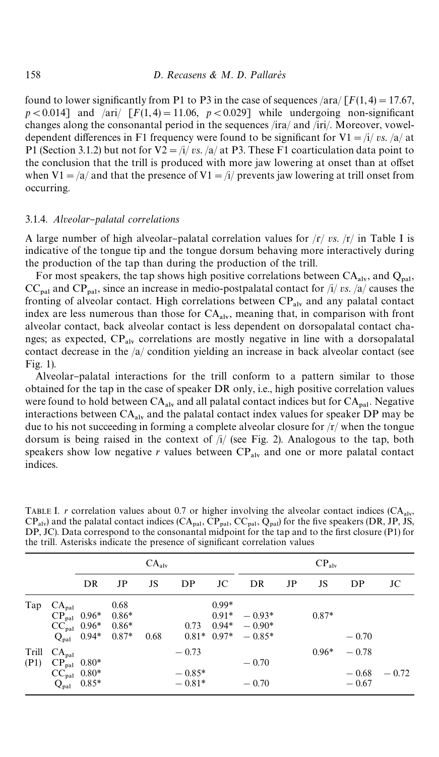found to lower significantly from P1 to P3 in the case of sequences /ara/ [$F(1,4) = 17.67$, $p < 0.014$] and /ari/ [$F(1,4) = 11.06$, $p < 0.029$] while undergoing non-significant changes along the consonantal period in the sequences /ira/ and /iri/. Moreover, vowel-dependent differences in F1 frequency were found to be significant for V1 = /i/ *vs.* /a/ at P1 (Section 3.1.2) but not for V2 = /i/ *vs.* /a/ at P3. These F1 coarticulation data point to the conclusion that the trill is produced with more jaw lowering at onset than at offset when V1 = /a/ and that the presence of V1 = /i/ prevents jaw lowering at trill onset from occurring.

### 3.1.4. *Alveolar–palatal correlations*

A large number of high alveolar–palatal correlation values for /ɾ/ *vs.* /r/ in Table I is indicative of the tongue tip and the tongue dorsum behaving more interactively during the production of the tap than during the production of the trill.

For most speakers, the tap shows high positive correlations between $CA_{alv}$, and $Q_{pal}$, $CC_{pal}$ and $CP_{pal}$, since an increase in medio-postpalatal contact for /i/ *vs.* /a/ causes the fronting of alveolar contact. High correlations between $CP_{alv}$ and any palatal contact index are less numerous than those for $CA_{alv}$, meaning that, in comparison with front alveolar contact, back alveolar contact is less dependent on dorsopalatal contact changes; as expected, $CP_{alv}$ correlations are mostly negative in line with a dorsopalatal contact decrease in the /a/ condition yielding an increase in back alveolar contact (see Fig. 1).

Alveolar–palatal interactions for the trill conform to a pattern similar to those obtained for the tap in the case of speaker DR only, i.e., high positive correlation values were found to hold between $CA_{alv}$ and all palatal contact indices but for $CA_{pal}$. Negative interactions between $CA_{alv}$ and the palatal contact index values for speaker DP may be due to his not succeeding in forming a complete alveolar closure for /r/ when the tongue dorsum is being raised in the context of /i/ (see Fig. 2). Analogous to the tap, both speakers show low negative *r* values between $CP_{alv}$ and one or more palatal contact indices.

TABLE I. *r* correlation values about 0.7 or higher involving the alveolar contact indices ($CA_{alv}$, $CP_{alv}$) and the palatal contact indices ($CA_{pal}$, $CP_{pal}$, $CC_{pal}$, $Q_{pal}$) for the five speakers (DR, JP, JS, DP, JC). Data correspond to the consonantal midpoint for the tap and to the first closure (P1) for the trill. Asterisks indicate the presence of significant correlation values

| | | $CA_{alv}$ | | | | | $CP_{alv}$ | | | | |
|---|---|---|---|---|---|---|---|---|---|---|---|
| | | DR | JP | JS | DP | JC | DR | JP | JS | DP | JC |
| Tap | $CA_{pal}$ | | 0.68 | | | 0.99* | | | | | |
| | $CP_{pal}$ | 0.96* | 0.86* | | | 0.91* | −0.93* | | 0.87* | | |
| | $CC_{pal}$ | 0.96* | 0.86* | | 0.73 | 0.94* | −0.90* | | | | |
| | $Q_{pal}$ | 0.94* | 0.87* | 0.68 | 0.81* | 0.97* | −0.85* | | | −0.70 | |
| Trill (P1) | $CA_{pal}$ | | | | −0.73 | | | | 0.96* | −0.78 | |
| | $CP_{pal}$ | 0.80* | | | | | −0.70 | | | | |
| | $CC_{pal}$ | 0.80* | | | −0.85* | | | | | −0.68 | −0.72 |
| | $Q_{pal}$ | 0.85* | | | −0.81* | | −0.70 | | | −0.67 | |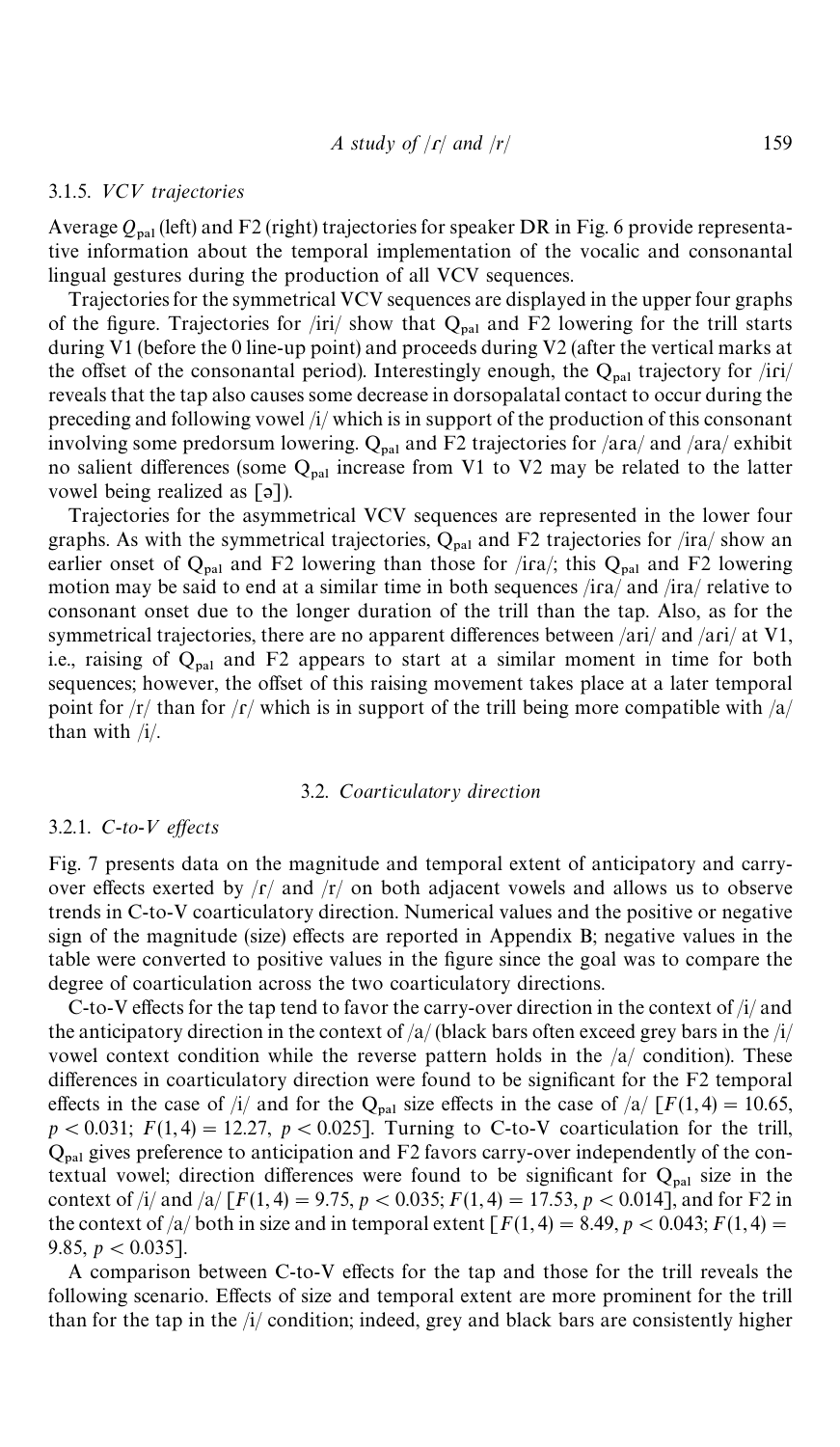### 3.1.5. *VCV trajectories*

Average $Q_{pal}$ (left) and F2 (right) trajectories for speaker DR in Fig. 6 provide representative information about the temporal implementation of the vocalic and consonantal lingual gestures during the production of all VCV sequences.

Trajectories for the symmetrical VCV sequences are displayed in the upper four graphs of the figure. Trajectories for /iri/ show that $Q_{pal}$ and F2 lowering for the trill starts during V1 (before the 0 line-up point) and proceeds during V2 (after the vertical marks at the offset of the consonantal period). Interestingly enough, the $Q_{pal}$ trajectory for /iɾi/ reveals that the tap also causes some decrease in dorsopalatal contact to occur during the preceding and following vowel /i/ which is in support of the production of this consonant involving some predorsum lowering. $Q_{pal}$ and F2 trajectories for /aɾa/ and /ara/ exhibit no salient differences (some $Q_{pal}$ increase from V1 to V2 may be related to the latter vowel being realized as [ə]).

Trajectories for the asymmetrical VCV sequences are represented in the lower four graphs. As with the symmetrical trajectories, $Q_{pal}$ and F2 trajectories for /ira/ show an earlier onset of $Q_{pal}$ and F2 lowering than those for /iɾa/; this $Q_{pal}$ and F2 lowering motion may be said to end at a similar time in both sequences /iɾa/ and /ira/ relative to consonant onset due to the longer duration of the trill than the tap. Also, as for the symmetrical trajectories, there are no apparent differences between /ari/ and /aɾi/ at V1, i.e., raising of $Q_{pal}$ and F2 appears to start at a similar moment in time for both sequences; however, the offset of this raising movement takes place at a later temporal point for /r/ than for /ɾ/ which is in support of the trill being more compatible with /a/ than with /i/.

## 3.2. Coarticulatory direction

### 3.2.1. *C-to-V effects*

Fig. 7 presents data on the magnitude and temporal extent of anticipatory and carryover effects exerted by /ɾ/ and /r/ on both adjacent vowels and allows us to observe trends in C-to-V coarticulatory direction. Numerical values and the positive or negative sign of the magnitude (size) effects are reported in Appendix B; negative values in the table were converted to positive values in the figure since the goal was to compare the degree of coarticulation across the two coarticulatory directions.

C-to-V effects for the tap tend to favor the carry-over direction in the context of /i/ and the anticipatory direction in the context of /a/ (black bars often exceed grey bars in the /i/ vowel context condition while the reverse pattern holds in the /a/ condition). These differences in coarticulatory direction were found to be significant for the F2 temporal effects in the case of /i/ and for the $Q_{pal}$ size effects in the case of /a/ [$F(1,4) = 10.65$, $p < 0.031$; $F(1,4) = 12.27$, $p < 0.025$]. Turning to C-to-V coarticulation for the trill, $Q_{pal}$ gives preference to anticipation and F2 favors carry-over independently of the contextual vowel; direction differences were found to be significant for $Q_{pal}$ size in the context of /i/ and /a/ [$F(1,4) = 9.75$, $p < 0.035$; $F(1,4) = 17.53$, $p < 0.014$], and for F2 in the context of /a/ both in size and in temporal extent [$F(1,4) = 8.49$, $p < 0.043$; $F(1,4) = 9.85$, $p < 0.035$].

A comparison between C-to-V effects for the tap and those for the trill reveals the following scenario. Effects of size and temporal extent are more prominent for the trill than for the tap in the /i/ condition; indeed, grey and black bars are consistently higher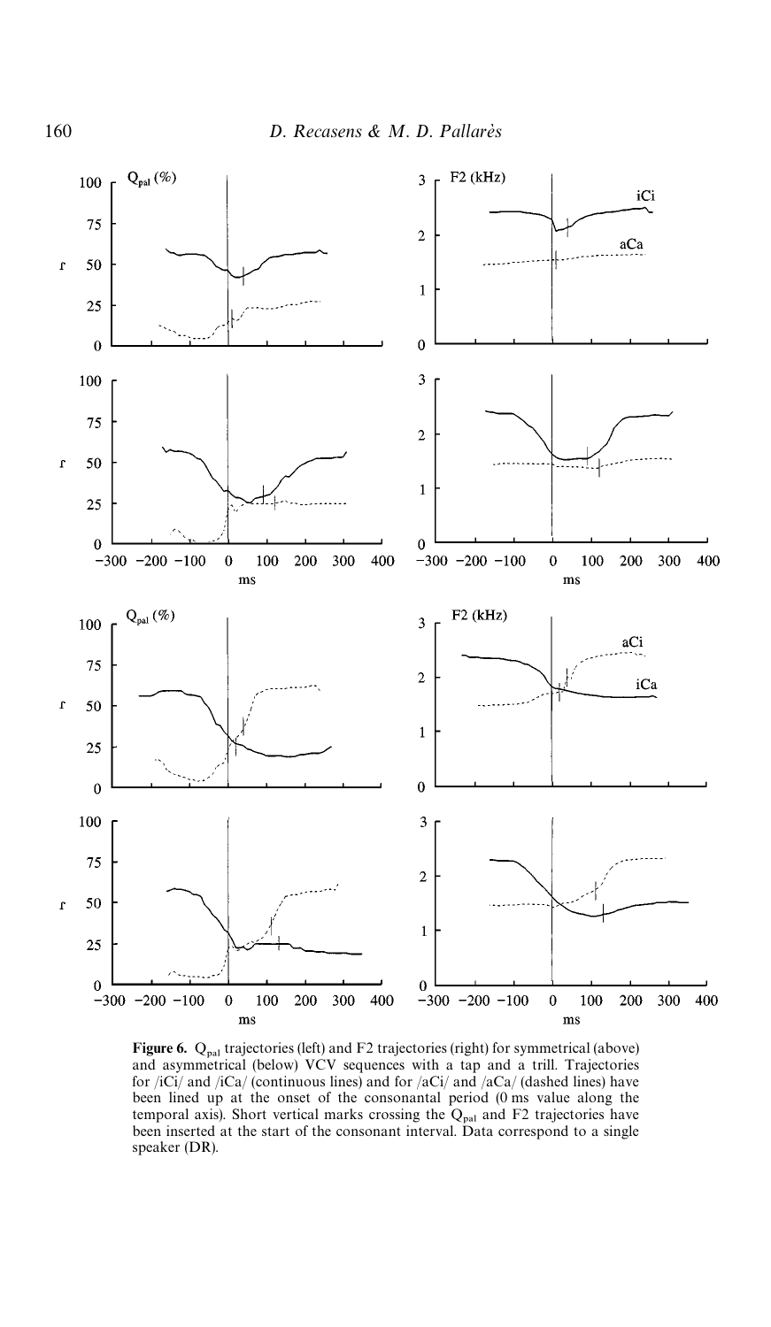**Figure 6.** $Q_{pal}$ trajectories (left) and F2 trajectories (right) for symmetrical (above) and asymmetrical (below) VCV sequences with a tap and a trill. Trajectories for /iCi/ and /iCa/ (continuous lines) and for /aCi/ and /aCa/ (dashed lines) have been lined up at the onset of the consonantal period (0 ms value along the temporal axis). Short vertical marks crossing the $Q_{pal}$ and F2 trajectories have been inserted at the start of the consonant interval. Data correspond to a single speaker (DR).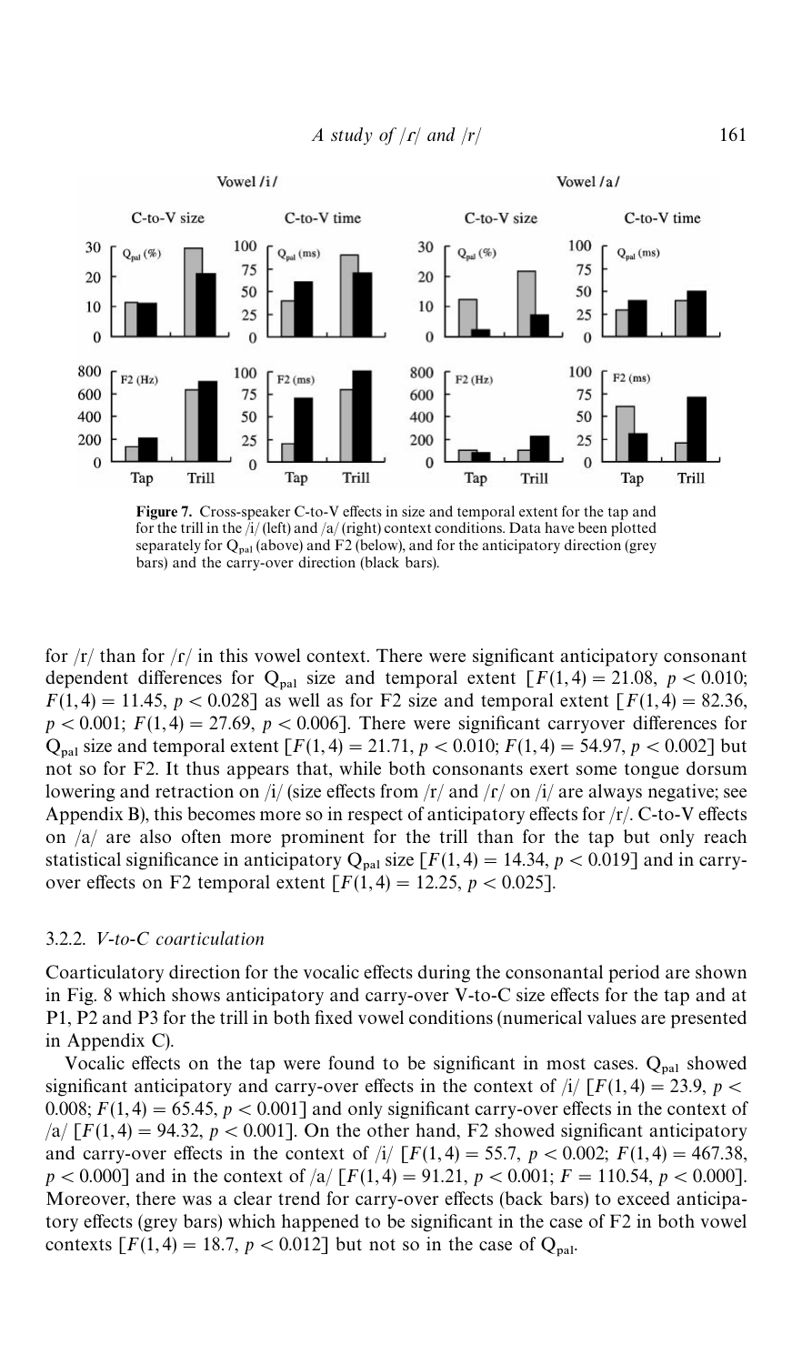Figure 7. Cross-speaker C-to-V effects in size and temporal extent for the tap and for the trill in the /i/ (left) and /a/ (right) context conditions. Data have been plotted separately for $Q_{pal}$ (above) and F2 (below), and for the anticipatory direction (grey bars) and the carry-over direction (black bars).

for /r/ than for /ɾ/ in this vowel context. There were significant anticipatory consonant dependent differences for $Q_{pal}$ size and temporal extent [$F(1,4) = 21.08$, $p < 0.010$; $F(1,4) = 11.45$, $p < 0.028$] as well as for F2 size and temporal extent [$F(1,4) = 82.36$, $p < 0.001$; $F(1,4) = 27.69$, $p < 0.006$]. There were significant carryover differences for $Q_{pal}$ size and temporal extent [$F(1,4) = 21.71$, $p < 0.010$; $F(1,4) = 54.97$, $p < 0.002$] but not so for F2. It thus appears that, while both consonants exert some tongue dorsum lowering and retraction on /i/ (size effects from /r/ and /ɾ/ on /i/ are always negative; see Appendix B), this becomes more so in respect of anticipatory effects for /r/. C-to-V effects on /a/ are also often more prominent for the trill than for the tap but only reach statistical significance in anticipatory $Q_{pal}$ size [$F(1,4) = 14.34$, $p < 0.019$] and in carry-over effects on F2 temporal extent [$F(1,4) = 12.25$, $p < 0.025$].

### 3.2.2. *V-to-C coarticulation*

Coarticulatory direction for the vocalic effects during the consonantal period are shown in Fig. 8 which shows anticipatory and carry-over V-to-C size effects for the tap and at P1, P2 and P3 for the trill in both fixed vowel conditions (numerical values are presented in Appendix C).

Vocalic effects on the tap were found to be significant in most cases. $Q_{pal}$ showed significant anticipatory and carry-over effects in the context of /i/ [$F(1,4) = 23.9$, $p < 0.008$; $F(1,4) = 65.45$, $p < 0.001$] and only significant carry-over effects in the context of /a/ [$F(1,4) = 94.32$, $p < 0.001$]. On the other hand, F2 showed significant anticipatory and carry-over effects in the context of /i/ [$F(1,4) = 55.7$, $p < 0.002$; $F(1,4) = 467.38$, $p < 0.000$] and in the context of /a/ [$F(1,4) = 91.21$, $p < 0.001$; $F = 110.54$, $p < 0.000$]. Moreover, there was a clear trend for carry-over effects (back bars) to exceed anticipatory effects (grey bars) which happened to be significant in the case of F2 in both vowel contexts [$F(1,4) = 18.7$, $p < 0.012$] but not so in the case of $Q_{pal}$.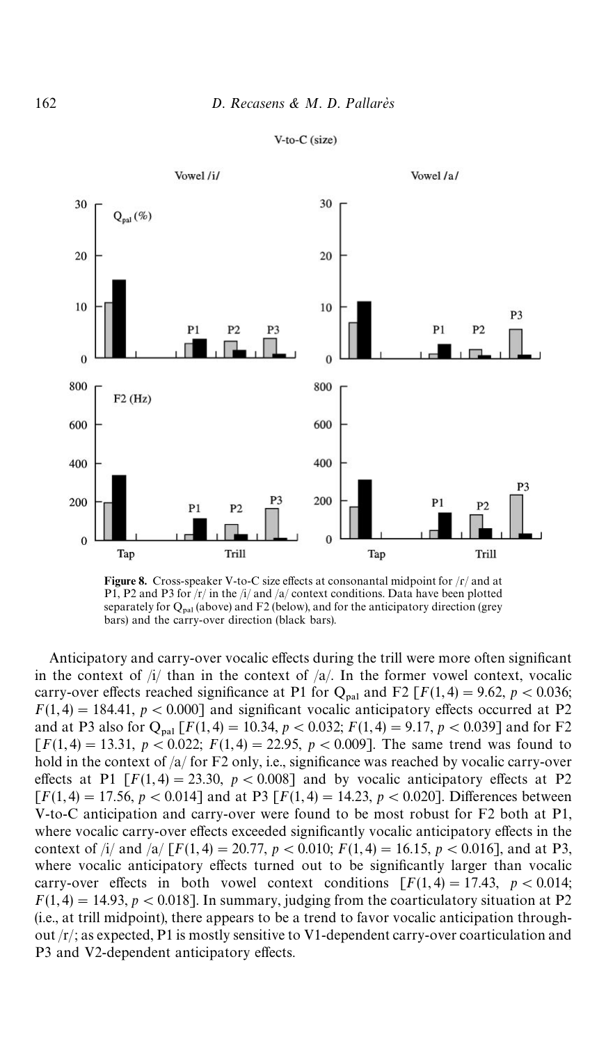V-to-C (size)

Vowel /i/ Vowel /a/

Figure 8. Cross-speaker V-to-C size effects at consonantal midpoint for /r/ and at P1, P2 and P3 for /r/ in the /i/ and /a/ context conditions. Data have been plotted separately for $Q_{pal}$ (above) and F2 (below), and for the anticipatory direction (grey bars) and the carry-over direction (black bars).

Anticipatory and carry-over vocalic effects during the trill were more often significant in the context of /i/ than in the context of /a/. In the former vowel context, vocalic carry-over effects reached significance at P1 for $Q_{pal}$ and F2 [$F(1,4) = 9.62$, $p < 0.036$; $F(1,4) = 184.41$, $p < 0.000$] and significant vocalic anticipatory effects occurred at P2 and at P3 also for $Q_{pal}$ [$F(1,4) = 10.34$, $p < 0.032$; $F(1,4) = 9.17$, $p < 0.039$] and for F2 [$F(1,4) = 13.31$, $p < 0.022$; $F(1,4) = 22.95$, $p < 0.009$]. The same trend was found to hold in the context of /a/ for F2 only, i.e., significance was reached by vocalic carry-over effects at P1 [$F(1,4) = 23.30$, $p < 0.008$] and by vocalic anticipatory effects at P2 [$F(1,4) = 17.56$, $p < 0.014$] and at P3 [$F(1,4) = 14.23$, $p < 0.020$]. Differences between V-to-C anticipation and carry-over were found to be most robust for F2 both at P1, where vocalic carry-over effects exceeded significantly vocalic anticipatory effects in the context of /i/ and /a/ [$F(1,4) = 20.77$, $p < 0.010$; $F(1,4) = 16.15$, $p < 0.016$], and at P3, where vocalic anticipatory effects turned out to be significantly larger than vocalic carry-over effects in both vowel context conditions [$F(1,4) = 17.43$, $p < 0.014$; $F(1,4) = 14.93$, $p < 0.018$]. In summary, judging from the coarticulatory situation at P2 (i.e., at trill midpoint), there appears to be a trend to favor vocalic anticipation throughout /r/; as expected, P1 is mostly sensitive to V1-dependent carry-over coarticulation and P3 and V2-dependent anticipatory effects.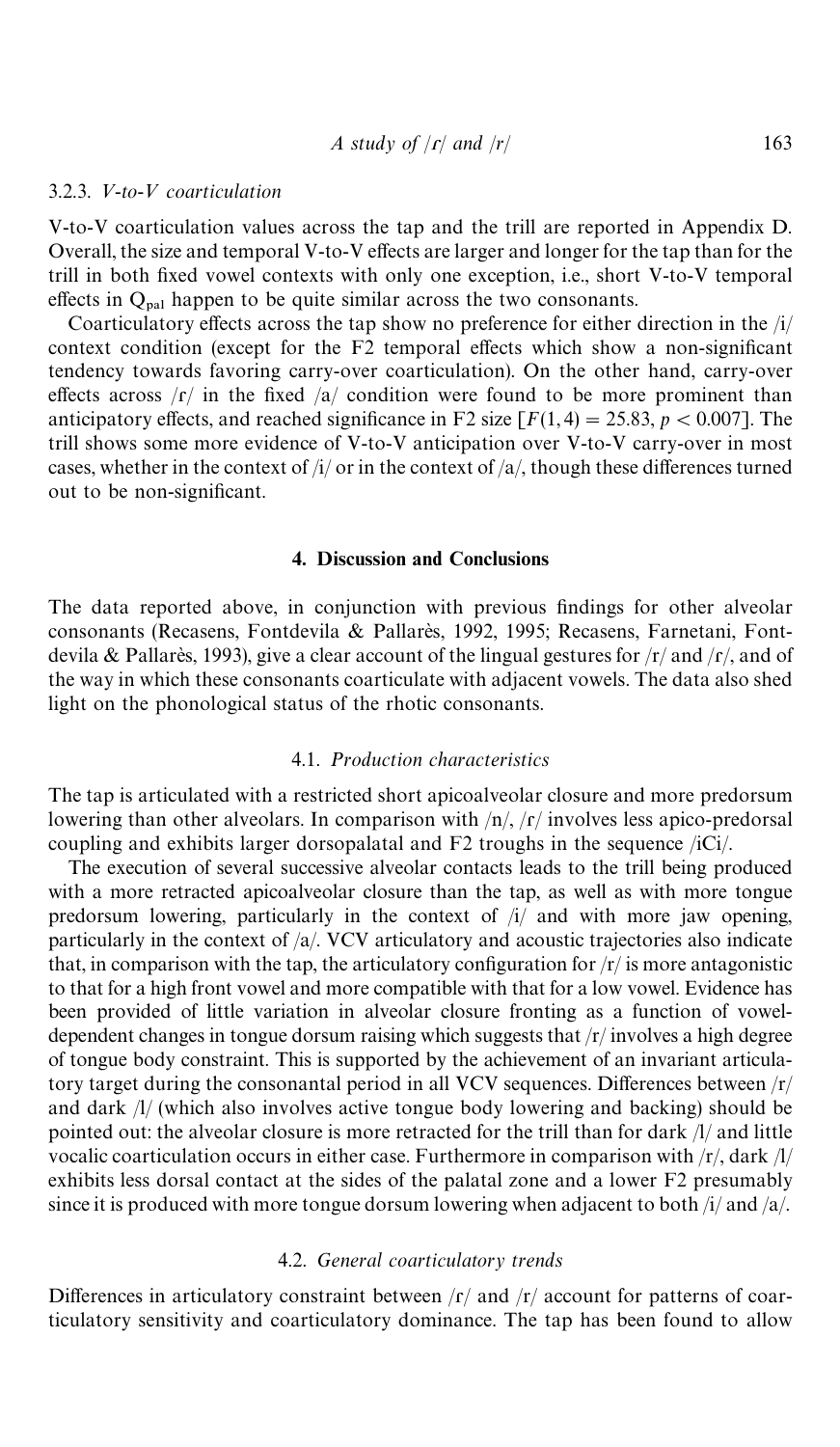### 3.2.3. *V-to-V coarticulation*

V-to-V coarticulation values across the tap and the trill are reported in Appendix D. Overall, the size and temporal V-to-V effects are larger and longer for the tap than for the trill in both fixed vowel contexts with only one exception, i.e., short V-to-V temporal effects in $Q_{pal}$ happen to be quite similar across the two consonants.

Coarticulatory effects across the tap show no preference for either direction in the /i/ context condition (except for the F2 temporal effects which show a non-significant tendency towards favoring carry-over coarticulation). On the other hand, carry-over effects across /ɾ/ in the fixed /a/ condition were found to be more prominent than anticipatory effects, and reached significance in F2 size [$F(1, 4) = 25.83$, $p < 0.007$]. The trill shows some more evidence of V-to-V anticipation over V-to-V carry-over in most cases, whether in the context of /i/ or in the context of /a/, though these differences turned out to be non-significant.

## 4. Discussion and Conclusions

The data reported above, in conjunction with previous findings for other alveolar consonants (Recasens, Fontdevila & Pallarès, 1992, 1995; Recasens, Farnetani, Fontdevila & Pallarès, 1993), give a clear account of the lingual gestures for /ɾ/ and /r/, and of the way in which these consonants coarticulate with adjacent vowels. The data also shed light on the phonological status of the rhotic consonants.

### 4.1. *Production characteristics*

The tap is articulated with a restricted short apicoalveolar closure and more predorsum lowering than other alveolars. In comparison with /n/, /ɾ/ involves less apico-predorsal coupling and exhibits larger dorsopalatal and F2 troughs in the sequence /iCi/.

The execution of several successive alveolar contacts leads to the trill being produced with a more retracted apicoalveolar closure than the tap, as well as with more tongue predorsum lowering, particularly in the context of /i/ and with more jaw opening, particularly in the context of /a/. VCV articulatory and acoustic trajectories also indicate that, in comparison with the tap, the articulatory configuration for /r/ is more antagonistic to that for a high front vowel and more compatible with that for a low vowel. Evidence has been provided of little variation in alveolar closure fronting as a function of vowel-dependent changes in tongue dorsum raising which suggests that /r/ involves a high degree of tongue body constraint. This is supported by the achievement of an invariant articulatory target during the consonantal period in all VCV sequences. Differences between /r/ and dark /l/ (which also involves active tongue body lowering and backing) should be pointed out: the alveolar closure is more retracted for the trill than for dark /l/ and little vocalic coarticulation occurs in either case. Furthermore in comparison with /r/, dark /l/ exhibits less dorsal contact at the sides of the palatal zone and a lower F2 presumably since it is produced with more tongue dorsum lowering when adjacent to both /i/ and /a/.

### 4.2. *General coarticulatory trends*

Differences in articulatory constraint between /ɾ/ and /r/ account for patterns of coarticulatory sensitivity and coarticulatory dominance. The tap has been found to allow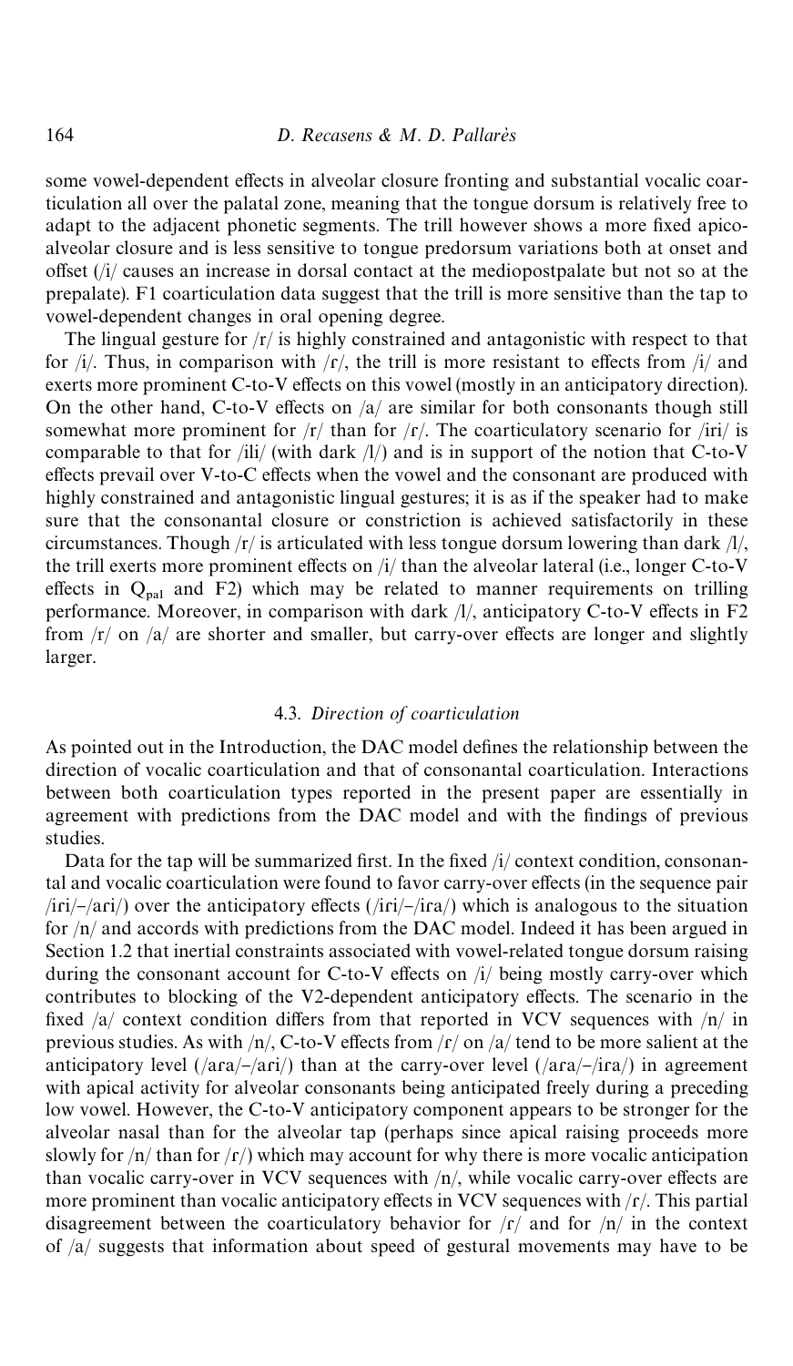some vowel-dependent effects in alveolar closure fronting and substantial vocalic coarticulation all over the palatal zone, meaning that the tongue dorsum is relatively free to adapt to the adjacent phonetic segments. The trill however shows a more fixed apicoalveolar closure and is less sensitive to tongue predorsum variations both at onset and offset (/i/ causes an increase in dorsal contact at the mediopostpalate but not so at the prepalate). F1 coarticulation data suggest that the trill is more sensitive than the tap to vowel-dependent changes in oral opening degree.

The lingual gesture for /r/ is highly constrained and antagonistic with respect to that for /i/. Thus, in comparison with /ɾ/, the trill is more resistant to effects from /i/ and exerts more prominent C-to-V effects on this vowel (mostly in an anticipatory direction). On the other hand, C-to-V effects on /a/ are similar for both consonants though still somewhat more prominent for /r/ than for /ɾ/. The coarticulatory scenario for /iri/ is comparable to that for /ili/ (with dark /l/) and is in support of the notion that C-to-V effects prevail over V-to-C effects when the vowel and the consonant are produced with highly constrained and antagonistic lingual gestures; it is as if the speaker had to make sure that the consonantal closure or constriction is achieved satisfactorily in these circumstances. Though /r/ is articulated with less tongue dorsum lowering than dark /l/, the trill exerts more prominent effects on /i/ than the alveolar lateral (i.e., longer C-to-V effects in $Q_{pal}$ and F2) which may be related to manner requirements on trilling performance. Moreover, in comparison with dark /l/, anticipatory C-to-V effects in F2 from /r/ on /a/ are shorter and smaller, but carry-over effects are longer and slightly larger.

### 4.3. *Direction of coarticulation*

As pointed out in the Introduction, the DAC model defines the relationship between the direction of vocalic coarticulation and that of consonantal coarticulation. Interactions between both coarticulation types reported in the present paper are essentially in agreement with predictions from the DAC model and with the findings of previous studies.

Data for the tap will be summarized first. In the fixed /i/ context condition, consonantal and vocalic coarticulation were found to favor carry-over effects (in the sequence pair /iɾi/–/aɾi/) over the anticipatory effects (/iɾi/–/iɾa/) which is analogous to the situation for /n/ and accords with predictions from the DAC model. Indeed it has been argued in Section 1.2 that inertial constraints associated with vowel-related tongue dorsum raising during the consonant account for C-to-V effects on /i/ being mostly carry-over which contributes to blocking of the V2-dependent anticipatory effects. The scenario in the fixed /a/ context condition differs from that reported in VCV sequences with /n/ in previous studies. As with /n/, C-to-V effects from /ɾ/ on /a/ tend to be more salient at the anticipatory level (/aɾa/–/aɾi/) than at the carry-over level (/aɾa/–/iɾa/) in agreement with apical activity for alveolar consonants being anticipated freely during a preceding low vowel. However, the C-to-V anticipatory component appears to be stronger for the alveolar nasal than for the alveolar tap (perhaps since apical raising proceeds more slowly for /n/ than for /ɾ/) which may account for why there is more vocalic anticipation than vocalic carry-over in VCV sequences with /n/, while vocalic carry-over effects are more prominent than vocalic anticipatory effects in VCV sequences with /ɾ/. This partial disagreement between the coarticulatory behavior for /ɾ/ and for /n/ in the context of /a/ suggests that information about speed of gestural movements may have to be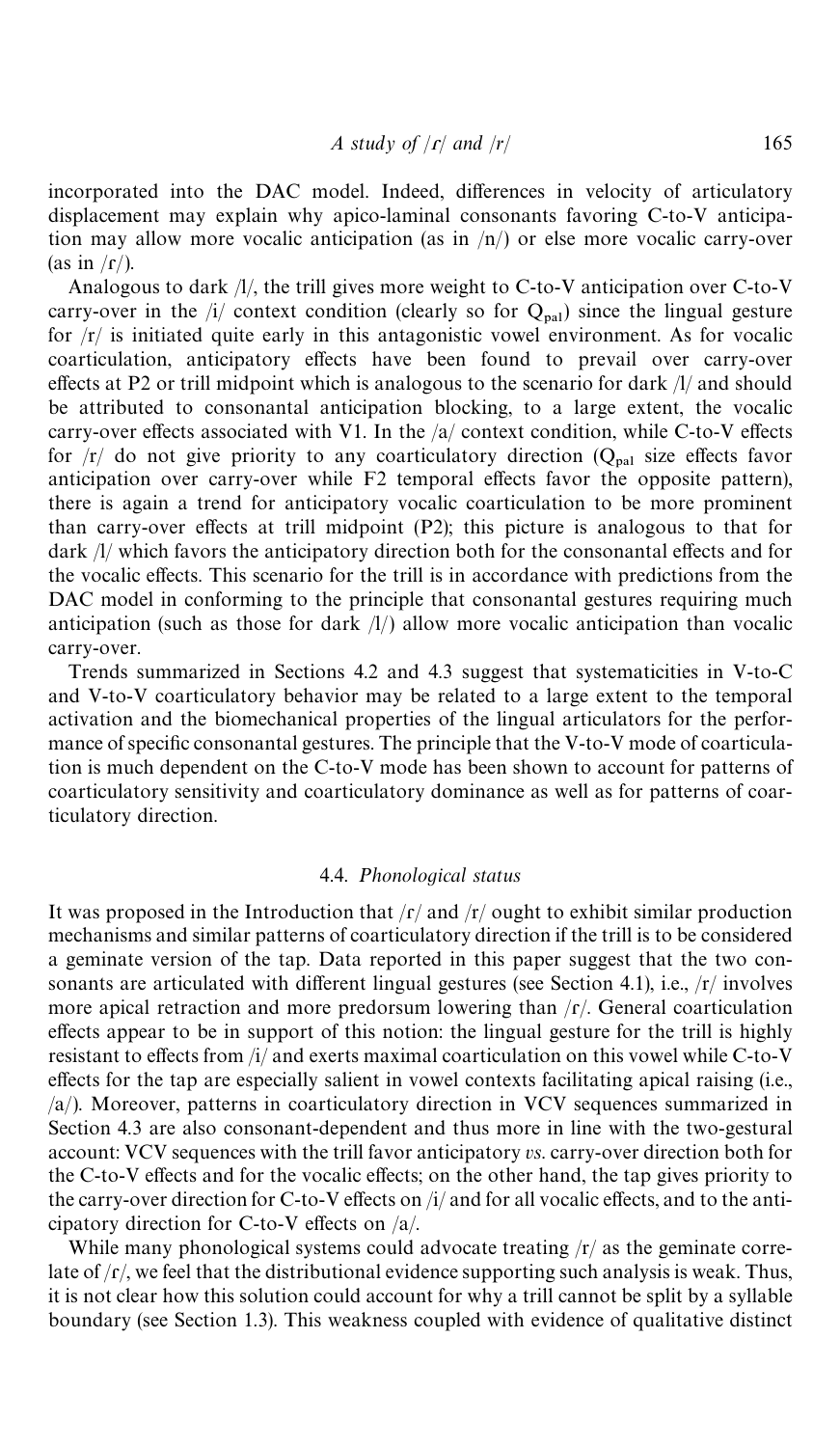incorporated into the DAC model. Indeed, differences in velocity of articulatory displacement may explain why apico-laminal consonants favoring C-to-V anticipation may allow more vocalic anticipation (as in /n/) or else more vocalic carry-over (as in /ɾ/).

Analogous to dark /l/, the trill gives more weight to C-to-V anticipation over C-to-V carry-over in the /i/ context condition (clearly so for $Q_{pal}$) since the lingual gesture for /r/ is initiated quite early in this antagonistic vowel environment. As for vocalic coarticulation, anticipatory effects have been found to prevail over carry-over effects at P2 or trill midpoint which is analogous to the scenario for dark /l/ and should be attributed to consonantal anticipation blocking, to a large extent, the vocalic carry-over effects associated with V1. In the /a/ context condition, while C-to-V effects for /r/ do not give priority to any coarticulatory direction ($Q_{pal}$ size effects favor anticipation over carry-over while F2 temporal effects favor the opposite pattern), there is again a trend for anticipatory vocalic coarticulation to be more prominent than carry-over effects at trill midpoint (P2); this picture is analogous to that for dark /l/ which favors the anticipatory direction both for the consonantal effects and for the vocalic effects. This scenario for the trill is in accordance with predictions from the DAC model in conforming to the principle that consonantal gestures requiring much anticipation (such as those for dark /l/) allow more vocalic anticipation than vocalic carry-over.

Trends summarized in Sections 4.2 and 4.3 suggest that systematicities in V-to-C and V-to-V coarticulatory behavior may be related to a large extent to the temporal activation and the biomechanical properties of the lingual articulators for the performance of specific consonantal gestures. The principle that the V-to-V mode of coarticulation is much dependent on the C-to-V mode has been shown to account for patterns of coarticulatory sensitivity and coarticulatory dominance as well as for patterns of coarticulatory direction.

### 4.4. *Phonological status*

It was proposed in the Introduction that /ɾ/ and /r/ ought to exhibit similar production mechanisms and similar patterns of coarticulatory direction if the trill is to be considered a geminate version of the tap. Data reported in this paper suggest that the two consonants are articulated with different lingual gestures (see Section 4.1), i.e., /r/ involves more apical retraction and more predorsum lowering than /ɾ/. General coarticulation effects appear to be in support of this notion: the lingual gesture for the trill is highly resistant to effects from /i/ and exerts maximal coarticulation on this vowel while C-to-V effects for the tap are especially salient in vowel contexts facilitating apical raising (i.e., /a/). Moreover, patterns in coarticulatory direction in VCV sequences summarized in Section 4.3 are also consonant-dependent and thus more in line with the two-gestural account: VCV sequences with the trill favor anticipatory *vs*. carry-over direction both for the C-to-V effects and for the vocalic effects; on the other hand, the tap gives priority to the carry-over direction for C-to-V effects on /i/ and for all vocalic effects, and to the anticipatory direction for C-to-V effects on /a/.

While many phonological systems could advocate treating /r/ as the geminate correlate of /ɾ/, we feel that the distributional evidence supporting such analysis is weak. Thus, it is not clear how this solution could account for why a trill cannot be split by a syllable boundary (see Section 1.3). This weakness coupled with evidence of qualitative distinct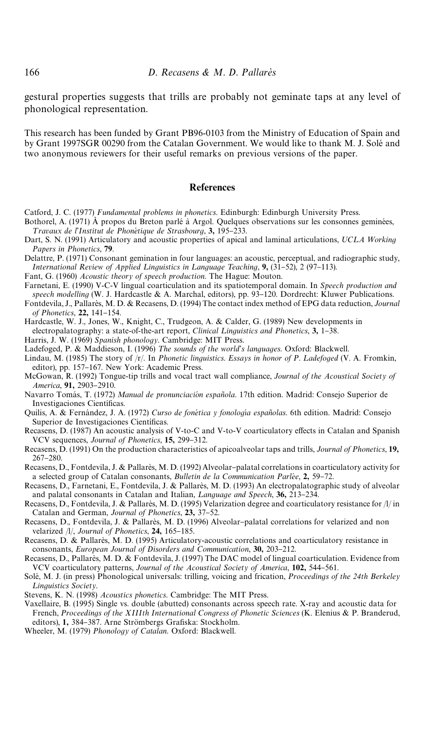gestural properties suggests that trills are probably not geminate taps at any level of phonological representation.

This research has been funded by Grant PB96-0103 from the Ministry of Education of Spain and by Grant 1997SGR 00290 from the Catalan Government. We would like to thank M. J. Solé and two anonymous reviewers for their useful remarks on previous versions of the paper.

## References

Catford, J. C. (1977) *Fundamental problems in phonetics*. Edinburgh: Edinburgh University Press.

Bothorel, A. (1971) À propos du Breton parlé à Argol. Quelques observations sur les consonnes geminées, *Travaux de l'Institut de Phonétique de Strasbourg*, **3,** 195–233.

Dart, S. N. (1991) Articulatory and acoustic properties of apical and laminal articulations, *UCLA Working Papers in Phonetics*, **79**.

Delattre, P. (1971) Consonant gemination in four languages: an acoustic, perceptual, and radiographic study, *International Review of Applied Linguistics in Language Teaching*, **9,** (31–52), 2 (97–113).

Fant, G. (1960) *Acoustic theory of speech production*. The Hague: Mouton.

Farnetani, E. (1990) V-C-V lingual coarticulation and its spatiotemporal domain. In *Speech production and speech modelling* (W. J. Hardcastle & A. Marchal, editors), pp. 93–120. Dordrecht: Kluwer Publications.

Fontdevila, J., Pallarès, M. D. & Recasens, D. (1994) The contact index method of EPG data reduction, *Journal of Phonetics*, **22,** 141–154.

Hardcastle, W. J., Jones, W., Knight, C., Trudgeon, A. & Calder, G. (1989) New developments in electropalatography: a state-of-the-art report, *Clinical Linguistics and Phonetics*, **3,** 1–38.

Harris, J. W. (1969) *Spanish phonology*. Cambridge: MIT Press.

Ladefoged, P. & Maddieson, I. (1996) *The sounds of the world's languages*. Oxford: Blackwell.

Lindau, M. (1985) The story of /r/. In *Phonetic linguistics. Essays in honor of P. Ladefoged* (V. A. Fromkin, editor), pp. 157–167. New York: Academic Press.

McGowan, R. (1992) Tongue-tip trills and vocal tract wall compliance, *Journal of the Acoustical Society of America*, **91,** 2903–2910.

Navarro Tomás, T. (1972) *Manual de pronunciación española*. 17th edition. Madrid: Consejo Superior de Investigaciones Científicas.

Quilis, A. & Fernández, J. A. (1972) *Curso de fonética y fonología españolas*. 6th edition. Madrid: Consejo Superior de Investigaciones Científicas.

Recasens, D. (1987) An acoustic analysis of V-to-C and V-to-V coarticulatory effects in Catalan and Spanish VCV sequences, *Journal of Phonetics*, **15,** 299–312.

Recasens, D. (1991) On the production characteristics of apicoalveolar taps and trills, *Journal of Phonetics*, **19,** 267–280.

Recasens, D., Fontdevila, J. & Pallarès, M. D. (1992) Alveolar–palatal correlations in coarticulatory activity for a selected group of Catalan consonants, *Bulletin de la Communication Parlée*, **2,** 59–72.

Recasens, D., Farnetani, E., Fontdevila, J. & Pallarès, M. D. (1993) An electropalatographic study of alveolar and palatal consonants in Catalan and Italian, *Language and Speech*, **36,** 213–234.

Recasens, D., Fontdevila, J. & Pallarès, M. D. (1995) Velarization degree and coarticulatory resistance for /l/ in Catalan and German, *Journal of Phonetics*, **23,** 37–52.

Recasens, D., Fontdevila, J. & Pallarès, M. D. (1996) Alveolar–palatal correlations for velarized and non velarized /l/, *Journal of Phonetics*, **24,** 165–185.

Recasens, D. & Pallarès, M. D. (1995) Articulatory-acoustic correlations and coarticulatory resistance in consonants, *European Journal of Disorders and Communication*, **30,** 203–212.

Recasens, D., Pallarès, M. D. & Fontdevila, J. (1997) The DAC model of lingual coarticulation. Evidence from VCV coarticulatory patterns, *Journal of the Acoustical Society of America*, **102,** 544–561.

Solé, M. J. (in press) Phonological universals: trilling, voicing and frication, *Proceedings of the 24th Berkeley Linguistics Society*.

Stevens, K. N. (1998) *Acoustics phonetics*. Cambridge: The MIT Press.

Vaxellaire, B. (1995) Single vs. double (abutted) consonants across speech rate. X-ray and acoustic data for French, *Proceedings of the XIIIth International Congress of Phonetic Sciences* (K. Elenius & P. Branderud, editors), **1,** 384–387. Arne Strömbergs Grafiska: Stockholm.

Wheeler, M. (1979) *Phonology of Catalan*. Oxford: Blackwell.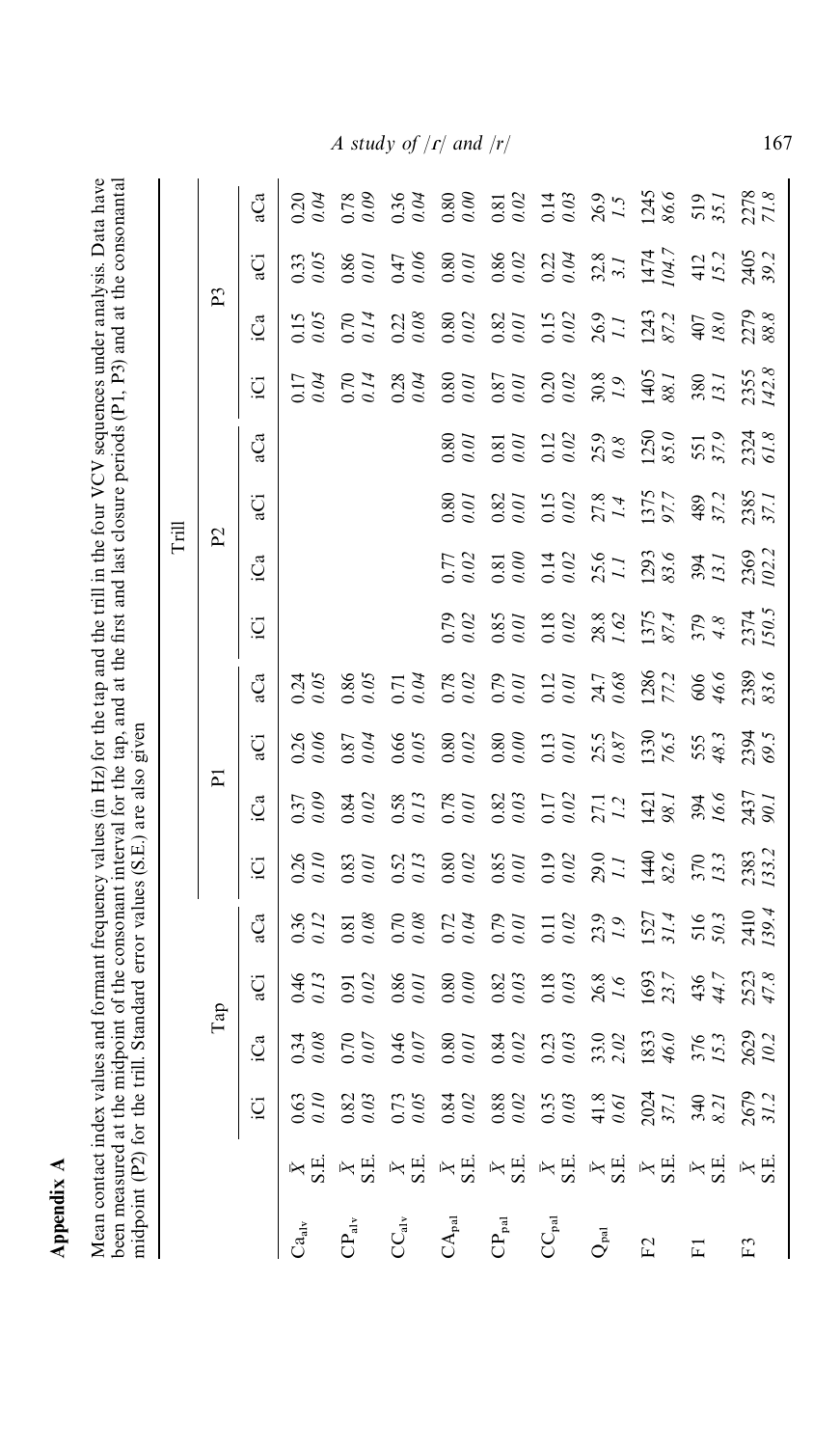## Appendix A

Mean contact index values and formant frequency values (in Hz) for the tap and the trill in the four VCV sequences under analysis. Data have been measured at the midpoint of the consonant interval for the tap, and at the first and last closure periods (P1, P3) and at the consonantal midpoint (P2) for the trill. Standard error values (S.E.) are also given

| | | Tap | | | | Trill | | | | | | | | | | | |
|---|---|---|---|---|---|---|---|---|---|---|---|---|---|---|---|---|---|
| | | | | | | P1 | | | | P2 | | | | P3 | | | |
| | | iCi | iCa | aCi | aCa | iCi | iCa | aCi | aCa | iCi | iCa | aCi | aCa | iCi | iCa | aCi | aCa |
| $Ca_{alv}$ | $\bar{X}$ | 0.63 | 0.34 | 0.46 | 0.36 | 0.26 | 0.37 | 0.26 | 0.24 | | | | | 0.17 | 0.15 | 0.33 | 0.20 |
| | S.E. | *0.10* | *0.08* | *0.13* | *0.12* | *0.10* | *0.09* | *0.06* | *0.05* | | | | | *0.04* | *0.05* | *0.05* | *0.04* |
| $CP_{alv}$ | $\bar{X}$ | 0.82 | 0.70 | 0.91 | 0.81 | 0.83 | 0.84 | 0.87 | 0.86 | | | | | 0.70 | 0.70 | 0.86 | 0.78 |
| | S.E. | *0.03* | *0.07* | *0.02* | *0.08* | *0.01* | *0.02* | *0.04* | *0.05* | | | | | *0.14* | *0.14* | *0.01* | *0.09* |
| $CC_{alv}$ | $\bar{X}$ | 0.73 | 0.46 | 0.86 | 0.70 | 0.52 | 0.58 | 0.66 | 0.71 | | | | | 0.28 | 0.22 | 0.47 | 0.36 |
| | S.E. | *0.05* | *0.07* | *0.01* | *0.08* | *0.13* | *0.13* | *0.05* | *0.04* | | | | | *0.04* | *0.08* | *0.06* | *0.04* |
| $CA_{pal}$ | $\bar{X}$ | 0.84 | 0.80 | 0.80 | 0.72 | 0.80 | 0.78 | 0.80 | 0.78 | 0.79 | 0.77 | 0.80 | 0.80 | 0.80 | 0.80 | 0.80 | 0.80 |
| | S.E. | *0.02* | *0.01* | *0.00* | *0.04* | *0.02* | *0.01* | *0.02* | *0.02* | *0.02* | *0.02* | *0.01* | *0.01* | *0.01* | *0.02* | *0.01* | *0.00* |
| $CP_{pal}$ | $\bar{X}$ | 0.88 | 0.84 | 0.82 | 0.79 | 0.85 | 0.82 | 0.80 | 0.79 | 0.85 | 0.81 | 0.82 | 0.81 | 0.87 | 0.82 | 0.86 | 0.81 |
| | S.E. | *0.02* | *0.02* | *0.03* | *0.01* | *0.01* | *0.03* | *0.00* | *0.01* | *0.01* | *0.00* | *0.01* | *0.01* | *0.01* | *0.01* | *0.02* | *0.02* |
| $CC_{pal}$ | $\bar{X}$ | 0.35 | 0.23 | 0.18 | 0.11 | 0.19 | 0.17 | 0.13 | 0.12 | 0.18 | 0.14 | 0.15 | 0.12 | 0.20 | 0.15 | 0.22 | 0.14 |
| | S.E. | *0.03* | *0.03* | *0.03* | *0.02* | *0.02* | *0.02* | *0.01* | *0.01* | *0.02* | *0.02* | *0.02* | *0.02* | *0.02* | *0.02* | *0.04* | *0.03* |
| $Q_{pal}$ | $\bar{X}$ | 41.8 | 33.0 | 26.8 | 23.9 | 29.0 | 27.1 | 25.5 | 24.7 | 28.8 | 25.6 | 27.8 | 25.9 | 30.8 | 26.9 | 32.8 | 26.9 |
| | S.E. | *0.61* | *2.02* | *1.6* | *1.9* | *1.1* | *1.2* | *0.87* | *0.68* | *1.62* | *1.1* | *1.4* | *0.8* | *1.9* | *1.1* | *3.1* | *1.5* |
| F2 | $\bar{X}$ | 2024 | 1833 | 1693 | 1527 | 1440 | 1421 | 1330 | 1286 | 1375 | 1293 | 1375 | 1250 | 1405 | 1243 | 1474 | 1245 |
| | S.E. | *37.1* | *46.0* | *23.7* | *31.4* | *82.6* | *98.1* | *76.5* | *77.2* | *87.4* | *83.6* | *97.7* | *85.0* | *88.1* | *87.2* | *104.7* | *86.6* |
| F1 | $\bar{X}$ | 340 | 376 | 436 | 516 | 370 | 394 | 555 | 606 | 379 | 394 | 489 | 551 | 380 | 407 | 412 | 519 |
| | S.E. | *8.21* | *15.3* | *44.7* | *50.3* | *13.3* | *16.6* | *48.3* | *46.6* | *4.8* | *13.1* | *37.2* | *37.9* | *13.1* | *18.0* | *15.2* | *35.1* |
| F3 | $\bar{X}$ | 2679 | 2629 | 2523 | 2410 | 2383 | 2437 | 2394 | 2389 | 2374 | 2369 | 2385 | 2324 | 2355 | 2279 | 2405 | 2278 |
| | S.E. | *31.2* | *10.2* | *47.8* | *139.4* | *133.2* | *90.1* | *69.5* | *83.6* | *150.5* | *102.2* | *37.1* | *61.8* | *142.8* | *88.8* | *39.2* | *71.8* |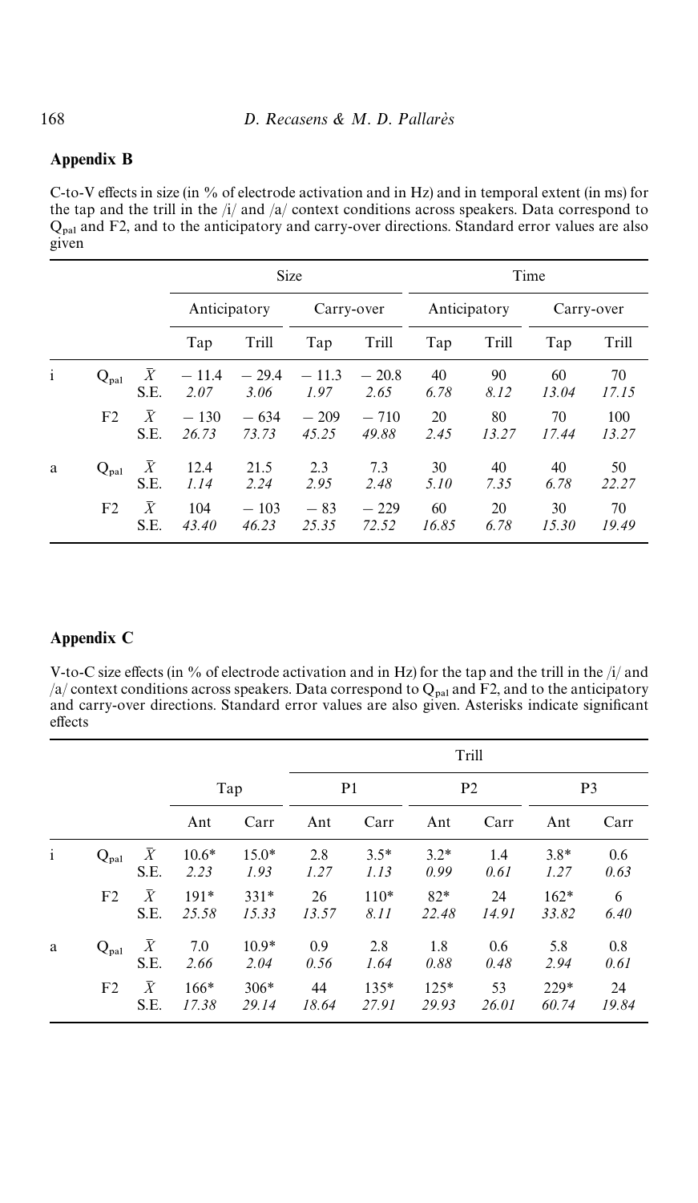## Appendix B

C-to-V effects in size (in % of electrode activation and in Hz) and in temporal extent (in ms) for the tap and the trill in the /i/ and /a/ context conditions across speakers. Data correspond to $Q_{pal}$ and F2, and to the anticipatory and carry-over directions. Standard error values are also given

| | | | Size | | | | Time | | | |
|---|---|---|---|---|---|---|---|---|---|---|
| | | | Anticipatory | | Carry-over | | Anticipatory | | Carry-over | |
| | | | Tap | Trill | Tap | Trill | Tap | Trill | Tap | Trill |
| i | $Q_{pal}$ | $\bar{X}$ | −11.4 | −29.4 | −11.3 | −20.8 | 40 | 90 | 60 | 70 |
| | | S.E. | *2.07* | *3.06* | *1.97* | *2.65* | *6.78* | *8.12* | *13.04* | *17.15* |
| | F2 | $\bar{X}$ | −130 | −634 | −209 | −710 | 20 | 80 | 70 | 100 |
| | | S.E. | *26.73* | *73.73* | *45.25* | *49.88* | *2.45* | *13.27* | *17.44* | *13.27* |
| a | $Q_{pal}$ | $\bar{X}$ | 12.4 | 21.5 | 2.3 | 7.3 | 30 | 40 | 40 | 50 |
| | | S.E. | *1.14* | *2.24* | *2.95* | *2.48* | *5.10* | *7.35* | *6.78* | *22.27* |
| | F2 | $\bar{X}$ | 104 | −103 | −83 | −229 | 60 | 20 | 30 | 70 |
| | | S.E. | *43.40* | *46.23* | *25.35* | *72.52* | *16.85* | *6.78* | *15.30* | *19.49* |

## Appendix C

V-to-C size effects (in % of electrode activation and in Hz) for the tap and the trill in the /i/ and /a/ context conditions across speakers. Data correspond to $Q_{pal}$ and F2, and to the anticipatory and carry-over directions. Standard error values are also given. Asterisks indicate significant effects

| | | | | | Trill | | | | | |
|---|---|---|---|---|---|---|---|---|---|---|
| | | | Tap | | P1 | | P2 | | P3 | |
| | | | Ant | Carr | Ant | Carr | Ant | Carr | Ant | Carr |
| i | $Q_{pal}$ | $\bar{X}$ | 10.6* | 15.0* | 2.8 | 3.5* | 3.2* | 1.4 | 3.8* | 0.6 |
| | | S.E. | *2.23* | *1.93* | *1.27* | *1.13* | *0.99* | *0.61* | *1.27* | *0.63* |
| | F2 | $\bar{X}$ | 191* | 331* | 26 | 110* | 82* | 24 | 162* | 6 |
| | | S.E. | *25.58* | *15.33* | *13.57* | *8.11* | *22.48* | *14.91* | *33.82* | *6.40* |
| a | $Q_{pal}$ | $\bar{X}$ | 7.0 | 10.9* | 0.9 | 2.8 | 1.8 | 0.6 | 5.8 | 0.8 |
| | | S.E. | *2.66* | *2.04* | *0.56* | *1.64* | *0.88* | *0.48* | *2.94* | *0.61* |
| | F2 | $\bar{X}$ | 166* | 306* | 44 | 135* | 125* | 53 | 229* | 24 |
| | | S.E. | *17.38* | *29.14* | *18.64* | *27.91* | *29.93* | *26.01* | *60.74* | *19.84* |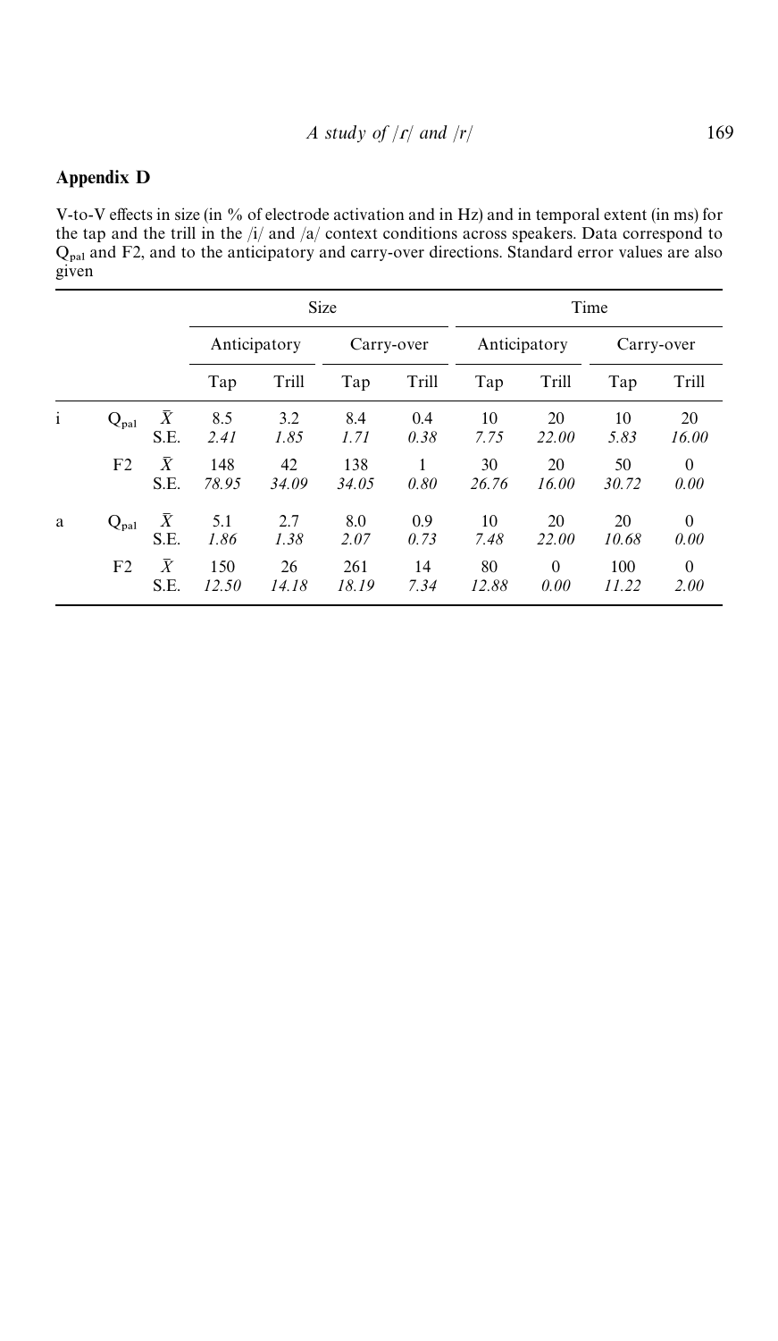## Appendix D

V-to-V effects in size (in % of electrode activation and in Hz) and in temporal extent (in ms) for the tap and the trill in the /i/ and /a/ context conditions across speakers. Data correspond to $Q_{pal}$ and F2, and to the anticipatory and carry-over directions. Standard error values are also given

| | | | Size | | | | Time | | | |
|---|---|---|---|---|---|---|---|---|---|---|
| | | | Anticipatory | | Carry-over | | Anticipatory | | Carry-over | |
| | | | Tap | Trill | Tap | Trill | Tap | Trill | Tap | Trill |
| i | $Q_{pal}$ | $\bar{X}$ | 8.5 | 3.2 | 8.4 | 0.4 | 10 | 20 | 10 | 20 |
| | | S.E. | *2.41* | *1.85* | *1.71* | *0.38* | *7.75* | *22.00* | *5.83* | *16.00* |
| | F2 | $\bar{X}$ | 148 | 42 | 138 | 1 | 30 | 20 | 50 | 0 |
| | | S.E. | *78.95* | *34.09* | *34.05* | *0.80* | *26.76* | *16.00* | *30.72* | *0.00* |
| a | $Q_{pal}$ | $\bar{X}$ | 5.1 | 2.7 | 8.0 | 0.9 | 10 | 20 | 20 | 0 |
| | | S.E. | *1.86* | *1.38* | *2.07* | *0.73* | *7.48* | *22.00* | *10.68* | *0.00* |
| | F2 | $\bar{X}$ | 150 | 26 | 261 | 14 | 80 | 0 | 100 | 0 |
| | | S.E. | *12.50* | *14.18* | *18.19* | *7.34* | *12.88* | *0.00* | *11.22* | *2.00* |